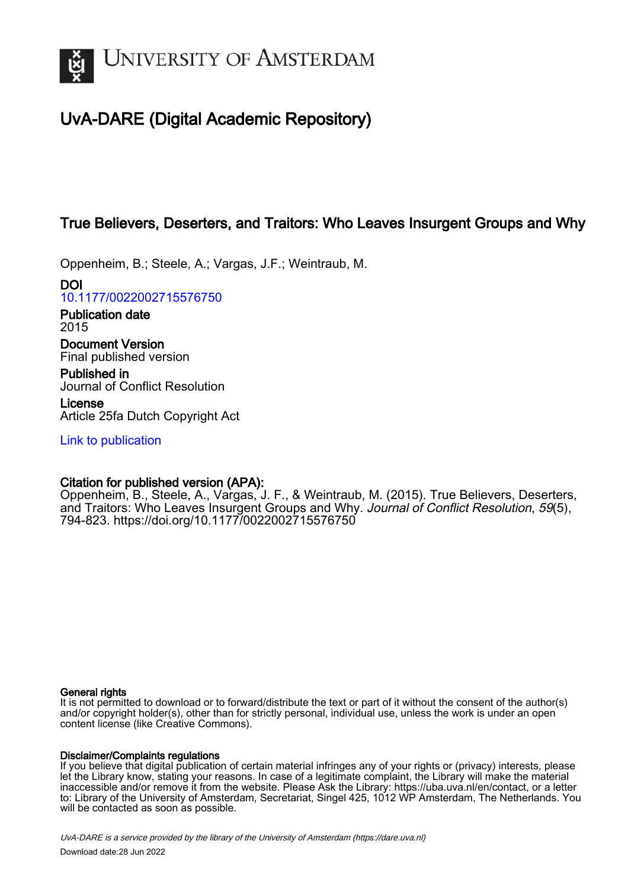# University of Amsterdam

## UvA-DARE (Digital Academic Repository)

### True Believers, Deserters, and Traitors: Who Leaves Insurgent Groups and Why

Oppenheim, B.; Steele, A.; Vargas, J.F.; Weintraub, M.

**DOI**
10.1177/0022002715576750

**Publication date**
2015

**Document Version**
Final published version

**Published in**
Journal of Conflict Resolution

**License**
Article 25fa Dutch Copyright Act

Link to publication

**Citation for published version (APA):**
Oppenheim, B., Steele, A., Vargas, J. F., & Weintraub, M. (2015). True Believers, Deserters, and Traitors: Who Leaves Insurgent Groups and Why. *Journal of Conflict Resolution*, *59*(5), 794-823. https://doi.org/10.1177/0022002715576750

**General rights**
It is not permitted to download or to forward/distribute the text or part of it without the consent of the author(s) and/or copyright holder(s), other than for strictly personal, individual use, unless the work is under an open content license (like Creative Commons).

**Disclaimer/Complaints regulations**
If you believe that digital publication of certain material infringes any of your rights or (privacy) interests, please let the Library know, stating your reasons. In case of a legitimate complaint, the Library will make the material inaccessible and/or remove it from the website. Please Ask the Library: https://uba.uva.nl/en/contact, or a letter to: Library of the University of Amsterdam, Secretariat, Singel 425, 1012 WP Amsterdam, The Netherlands. You will be contacted as soon as possible.

*UvA-DARE is a service provided by the library of the University of Amsterdam (https://dare.uva.nl)*
Download date:28 Jun 2022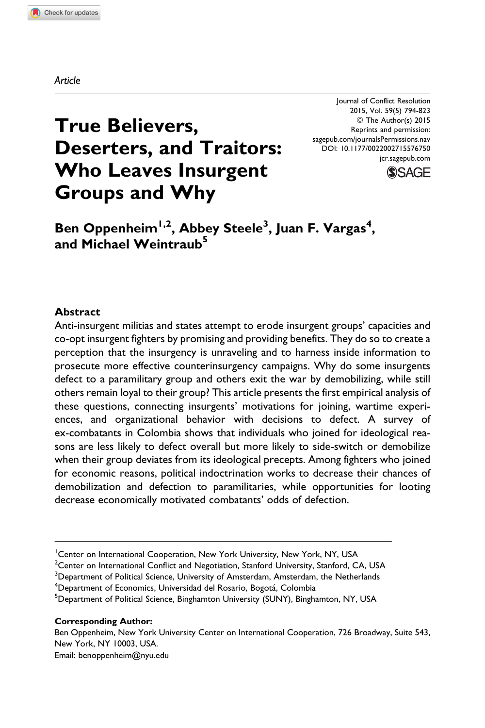Article

# True Believers, Deserters, and Traitors: Who Leaves Insurgent Groups and Why

Journal of Conflict Resolution
2015, Vol. 59(5) 794-823
© The Author(s) 2015
Reprints and permission:
sagepub.com/journalsPermissions.nav
DOI: 10.1177/0022002715576750
jcr.sagepub.com

**Ben Oppenheim[1,2], Abbey Steele[3], Juan F. Vargas[4], and Michael Weintraub[5]**

## Abstract

Anti-insurgent militias and states attempt to erode insurgent groups' capacities and co-opt insurgent fighters by promising and providing benefits. They do so to create a perception that the insurgency is unraveling and to harness inside information to prosecute more effective counterinsurgency campaigns. Why do some insurgents defect to a paramilitary group and others exit the war by demobilizing, while still others remain loyal to their group? This article presents the first empirical analysis of these questions, connecting insurgents' motivations for joining, wartime experiences, and organizational behavior with decisions to defect. A survey of ex-combatants in Colombia shows that individuals who joined for ideological reasons are less likely to defect overall but more likely to side-switch or demobilize when their group deviates from its ideological precepts. Among fighters who joined for economic reasons, political indoctrination works to decrease their chances of demobilization and defection to paramilitaries, while opportunities for looting decrease economically motivated combatants' odds of defection.

[1]Center on International Cooperation, New York University, New York, NY, USA
[2]Center on International Conflict and Negotiation, Stanford University, Stanford, CA, USA
[3]Department of Political Science, University of Amsterdam, Amsterdam, the Netherlands
[4]Department of Economics, Universidad del Rosario, Bogotá, Colombia
[5]Department of Political Science, Binghamton University (SUNY), Binghamton, NY, USA

**Corresponding Author:**
Ben Oppenheim, New York University Center on International Cooperation, 726 Broadway, Suite 543, New York, NY 10003, USA.
Email: benoppenheim@nyu.edu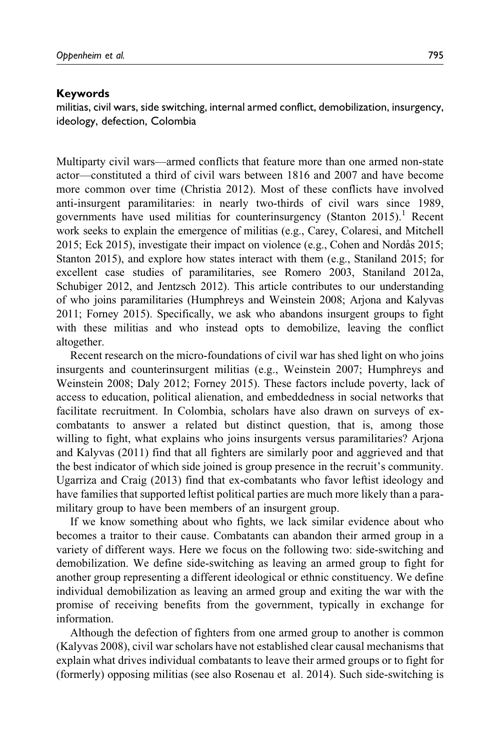### Keywords

militias, civil wars, side switching, internal armed conflict, demobilization, insurgency, ideology, defection, Colombia

Multiparty civil wars—armed conflicts that feature more than one armed non-state actor—constituted a third of civil wars between 1816 and 2007 and have become more common over time (Christia 2012). Most of these conflicts have involved anti-insurgent paramilitaries: in nearly two-thirds of civil wars since 1989, governments have used militias for counterinsurgency (Stanton 2015).[1] Recent work seeks to explain the emergence of militias (e.g., Carey, Colaresi, and Mitchell 2015; Eck 2015), investigate their impact on violence (e.g., Cohen and Nordås 2015; Stanton 2015), and explore how states interact with them (e.g., Staniland 2015; for excellent case studies of paramilitaries, see Romero 2003, Staniland 2012a, Schubiger 2012, and Jentzsch 2012). This article contributes to our understanding of who joins paramilitaries (Humphreys and Weinstein 2008; Arjona and Kalyvas 2011; Forney 2015). Specifically, we ask who abandons insurgent groups to fight with these militias and who instead opts to demobilize, leaving the conflict altogether.

Recent research on the micro-foundations of civil war has shed light on who joins insurgents and counterinsurgent militias (e.g., Weinstein 2007; Humphreys and Weinstein 2008; Daly 2012; Forney 2015). These factors include poverty, lack of access to education, political alienation, and embeddedness in social networks that facilitate recruitment. In Colombia, scholars have also drawn on surveys of ex-combatants to answer a related but distinct question, that is, among those willing to fight, what explains who joins insurgents versus paramilitaries? Arjona and Kalyvas (2011) find that all fighters are similarly poor and aggrieved and that the best indicator of which side joined is group presence in the recruit's community. Ugarriza and Craig (2013) find that ex-combatants who favor leftist ideology and have families that supported leftist political parties are much more likely than a paramilitary group to have been members of an insurgent group.

If we know something about who fights, we lack similar evidence about who becomes a traitor to their cause. Combatants can abandon their armed group in a variety of different ways. Here we focus on the following two: side-switching and demobilization. We define side-switching as leaving an armed group to fight for another group representing a different ideological or ethnic constituency. We define individual demobilization as leaving an armed group and exiting the war with the promise of receiving benefits from the government, typically in exchange for information.

Although the defection of fighters from one armed group to another is common (Kalyvas 2008), civil war scholars have not established clear causal mechanisms that explain what drives individual combatants to leave their armed groups or to fight for (formerly) opposing militias (see also Rosenau et al. 2014). Such side-switching is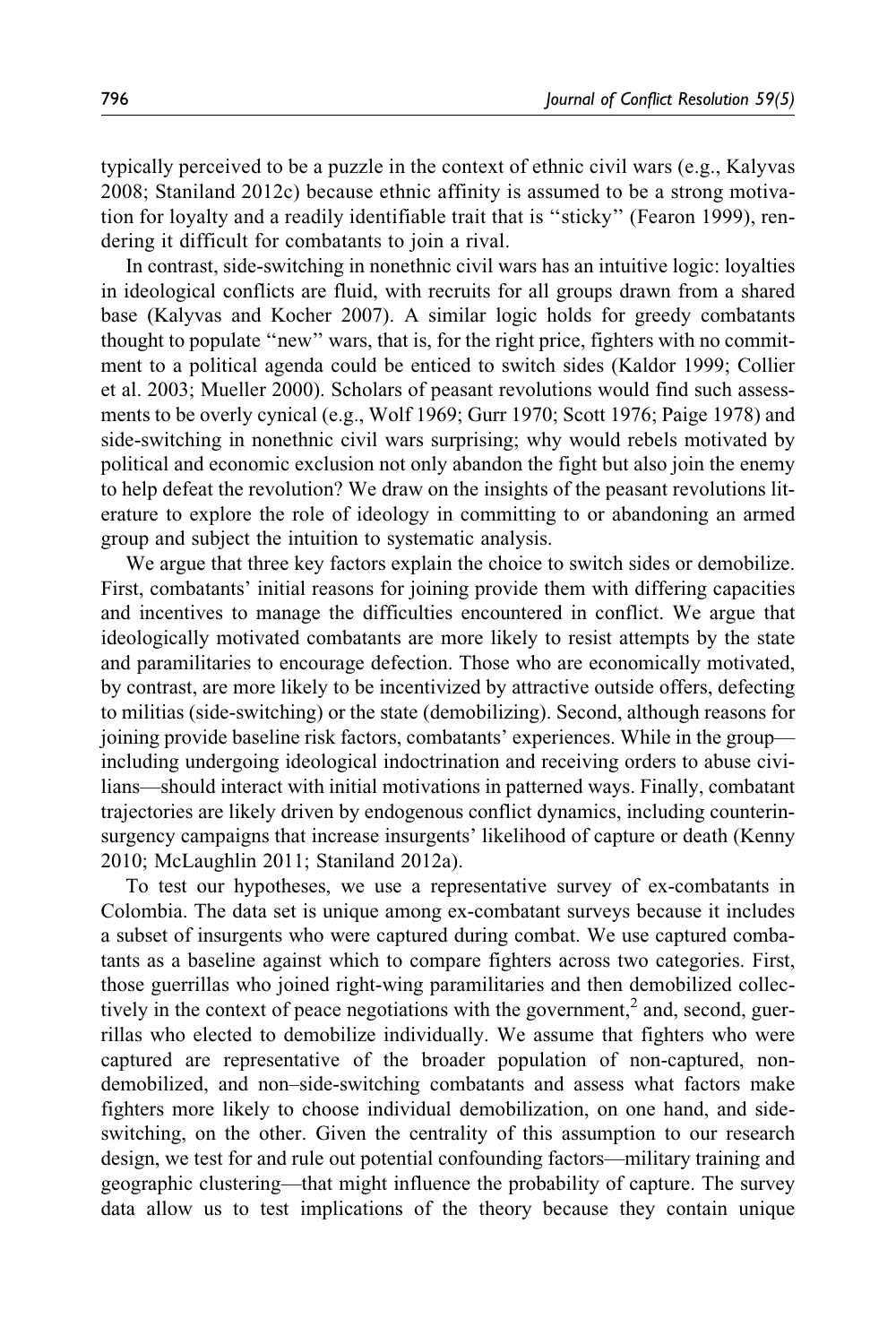typically perceived to be a puzzle in the context of ethnic civil wars (e.g., Kalyvas 2008; Staniland 2012c) because ethnic affinity is assumed to be a strong motivation for loyalty and a readily identifiable trait that is "sticky" (Fearon 1999), rendering it difficult for combatants to join a rival.

In contrast, side-switching in nonethnic civil wars has an intuitive logic: loyalties in ideological conflicts are fluid, with recruits for all groups drawn from a shared base (Kalyvas and Kocher 2007). A similar logic holds for greedy combatants thought to populate "new" wars, that is, for the right price, fighters with no commitment to a political agenda could be enticed to switch sides (Kaldor 1999; Collier et al. 2003; Mueller 2000). Scholars of peasant revolutions would find such assessments to be overly cynical (e.g., Wolf 1969; Gurr 1970; Scott 1976; Paige 1978) and side-switching in nonethnic civil wars surprising; why would rebels motivated by political and economic exclusion not only abandon the fight but also join the enemy to help defeat the revolution? We draw on the insights of the peasant revolutions literature to explore the role of ideology in committing to or abandoning an armed group and subject the intuition to systematic analysis.

We argue that three key factors explain the choice to switch sides or demobilize. First, combatants' initial reasons for joining provide them with differing capacities and incentives to manage the difficulties encountered in conflict. We argue that ideologically motivated combatants are more likely to resist attempts by the state and paramilitaries to encourage defection. Those who are economically motivated, by contrast, are more likely to be incentivized by attractive outside offers, defecting to militias (side-switching) or the state (demobilizing). Second, although reasons for joining provide baseline risk factors, combatants' experiences. While in the group—including undergoing ideological indoctrination and receiving orders to abuse civilians—should interact with initial motivations in patterned ways. Finally, combatant trajectories are likely driven by endogenous conflict dynamics, including counterinsurgency campaigns that increase insurgents' likelihood of capture or death (Kenny 2010; McLaughlin 2011; Staniland 2012a).

To test our hypotheses, we use a representative survey of ex-combatants in Colombia. The data set is unique among ex-combatant surveys because it includes a subset of insurgents who were captured during combat. We use captured combatants as a baseline against which to compare fighters across two categories. First, those guerrillas who joined right-wing paramilitaries and then demobilized collectively in the context of peace negotiations with the government,[2] and, second, guerrillas who elected to demobilize individually. We assume that fighters who were captured are representative of the broader population of non-captured, non-demobilized, and non–side-switching combatants and assess what factors make fighters more likely to choose individual demobilization, on one hand, and side-switching, on the other. Given the centrality of this assumption to our research design, we test for and rule out potential confounding factors—military training and geographic clustering—that might influence the probability of capture. The survey data allow us to test implications of the theory because they contain unique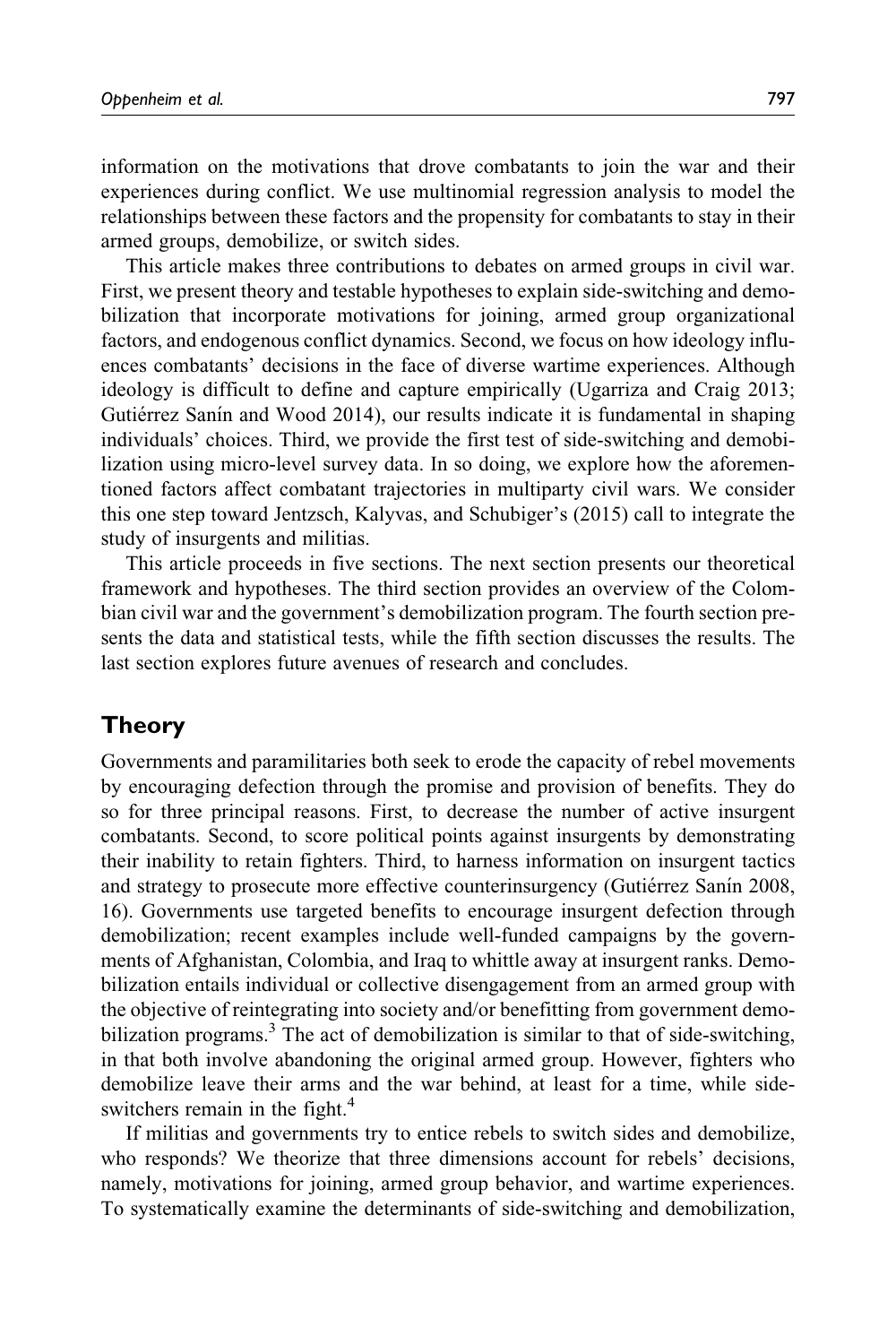information on the motivations that drove combatants to join the war and their experiences during conflict. We use multinomial regression analysis to model the relationships between these factors and the propensity for combatants to stay in their armed groups, demobilize, or switch sides.

This article makes three contributions to debates on armed groups in civil war. First, we present theory and testable hypotheses to explain side-switching and demobilization that incorporate motivations for joining, armed group organizational factors, and endogenous conflict dynamics. Second, we focus on how ideology influences combatants' decisions in the face of diverse wartime experiences. Although ideology is difficult to define and capture empirically (Ugarriza and Craig 2013; Gutiérrez Sanín and Wood 2014), our results indicate it is fundamental in shaping individuals' choices. Third, we provide the first test of side-switching and demobilization using micro-level survey data. In so doing, we explore how the aforementioned factors affect combatant trajectories in multiparty civil wars. We consider this one step toward Jentzsch, Kalyvas, and Schubiger's (2015) call to integrate the study of insurgents and militias.

This article proceeds in five sections. The next section presents our theoretical framework and hypotheses. The third section provides an overview of the Colombian civil war and the government's demobilization program. The fourth section presents the data and statistical tests, while the fifth section discusses the results. The last section explores future avenues of research and concludes.

## Theory

Governments and paramilitaries both seek to erode the capacity of rebel movements by encouraging defection through the promise and provision of benefits. They do so for three principal reasons. First, to decrease the number of active insurgent combatants. Second, to score political points against insurgents by demonstrating their inability to retain fighters. Third, to harness information on insurgent tactics and strategy to prosecute more effective counterinsurgency (Gutiérrez Sanín 2008, 16). Governments use targeted benefits to encourage insurgent defection through demobilization; recent examples include well-funded campaigns by the governments of Afghanistan, Colombia, and Iraq to whittle away at insurgent ranks. Demobilization entails individual or collective disengagement from an armed group with the objective of reintegrating into society and/or benefitting from government demobilization programs.[3] The act of demobilization is similar to that of side-switching, in that both involve abandoning the original armed group. However, fighters who demobilize leave their arms and the war behind, at least for a time, while side-switchers remain in the fight.[4]

If militias and governments try to entice rebels to switch sides and demobilize, who responds? We theorize that three dimensions account for rebels' decisions, namely, motivations for joining, armed group behavior, and wartime experiences. To systematically examine the determinants of side-switching and demobilization,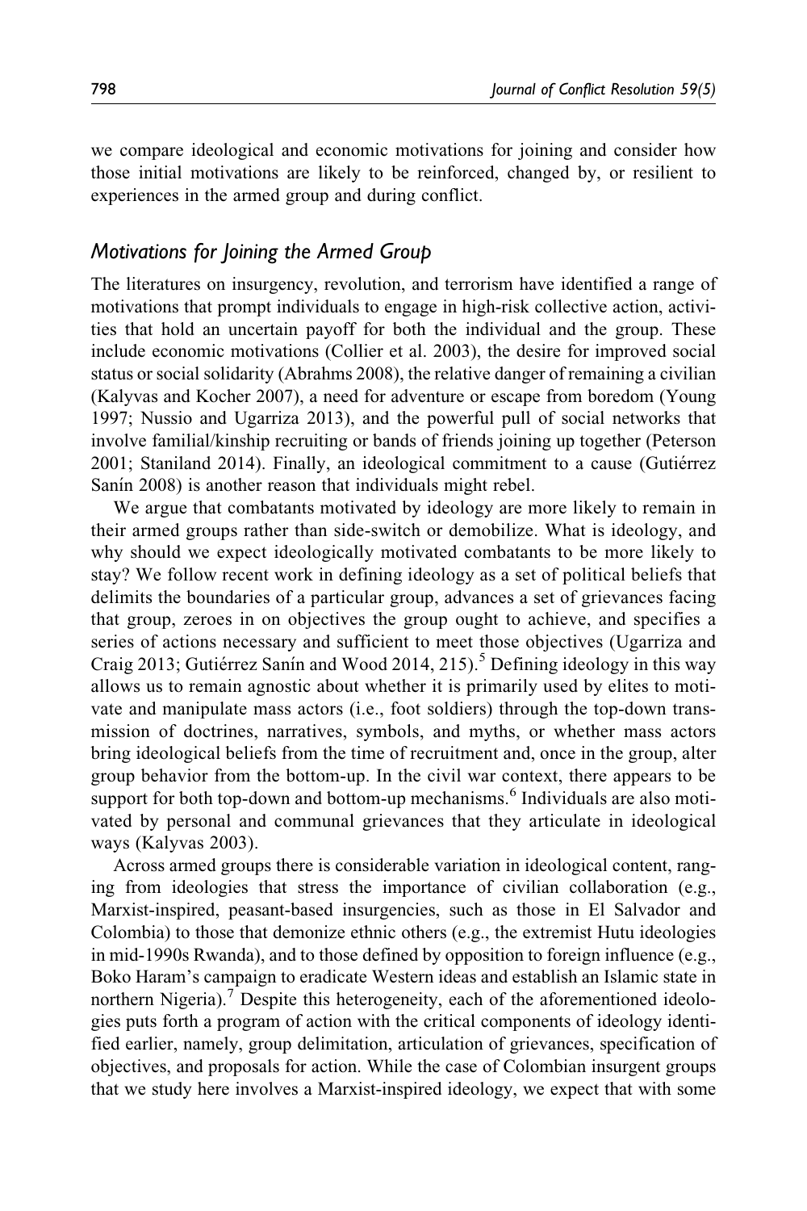we compare ideological and economic motivations for joining and consider how those initial motivations are likely to be reinforced, changed by, or resilient to experiences in the armed group and during conflict.

## *Motivations for Joining the Armed Group*

The literatures on insurgency, revolution, and terrorism have identified a range of motivations that prompt individuals to engage in high-risk collective action, activities that hold an uncertain payoff for both the individual and the group. These include economic motivations (Collier et al. 2003), the desire for improved social status or social solidarity (Abrahms 2008), the relative danger of remaining a civilian (Kalyvas and Kocher 2007), a need for adventure or escape from boredom (Young 1997; Nussio and Ugarriza 2013), and the powerful pull of social networks that involve familial/kinship recruiting or bands of friends joining up together (Peterson 2001; Staniland 2014). Finally, an ideological commitment to a cause (Gutiérrez Sanín 2008) is another reason that individuals might rebel.

We argue that combatants motivated by ideology are more likely to remain in their armed groups rather than side-switch or demobilize. What is ideology, and why should we expect ideologically motivated combatants to be more likely to stay? We follow recent work in defining ideology as a set of political beliefs that delimits the boundaries of a particular group, advances a set of grievances facing that group, zeroes in on objectives the group ought to achieve, and specifies a series of actions necessary and sufficient to meet those objectives (Ugarriza and Craig 2013; Gutiérrez Sanín and Wood 2014, 215).[5] Defining ideology in this way allows us to remain agnostic about whether it is primarily used by elites to motivate and manipulate mass actors (i.e., foot soldiers) through the top-down transmission of doctrines, narratives, symbols, and myths, or whether mass actors bring ideological beliefs from the time of recruitment and, once in the group, alter group behavior from the bottom-up. In the civil war context, there appears to be support for both top-down and bottom-up mechanisms.[6] Individuals are also motivated by personal and communal grievances that they articulate in ideological ways (Kalyvas 2003).

Across armed groups there is considerable variation in ideological content, ranging from ideologies that stress the importance of civilian collaboration (e.g., Marxist-inspired, peasant-based insurgencies, such as those in El Salvador and Colombia) to those that demonize ethnic others (e.g., the extremist Hutu ideologies in mid-1990s Rwanda), and to those defined by opposition to foreign influence (e.g., Boko Haram's campaign to eradicate Western ideas and establish an Islamic state in northern Nigeria).[7] Despite this heterogeneity, each of the aforementioned ideologies puts forth a program of action with the critical components of ideology identified earlier, namely, group delimitation, articulation of grievances, specification of objectives, and proposals for action. While the case of Colombian insurgent groups that we study here involves a Marxist-inspired ideology, we expect that with some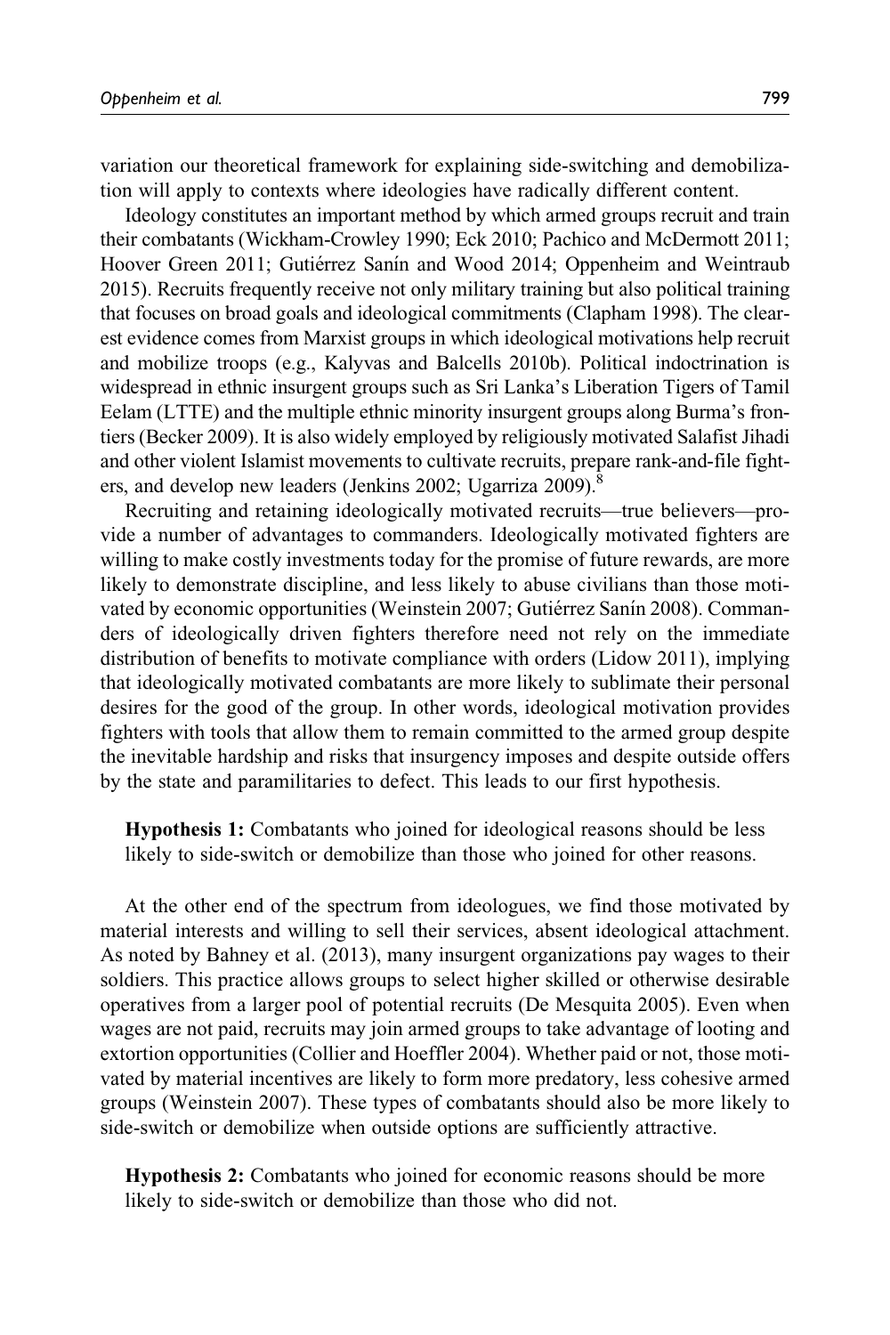variation our theoretical framework for explaining side-switching and demobilization will apply to contexts where ideologies have radically different content.

Ideology constitutes an important method by which armed groups recruit and train their combatants (Wickham-Crowley 1990; Eck 2010; Pachico and McDermott 2011; Hoover Green 2011; Gutiérrez Sanín and Wood 2014; Oppenheim and Weintraub 2015). Recruits frequently receive not only military training but also political training that focuses on broad goals and ideological commitments (Clapham 1998). The clearest evidence comes from Marxist groups in which ideological motivations help recruit and mobilize troops (e.g., Kalyvas and Balcells 2010b). Political indoctrination is widespread in ethnic insurgent groups such as Sri Lanka's Liberation Tigers of Tamil Eelam (LTTE) and the multiple ethnic minority insurgent groups along Burma's frontiers (Becker 2009). It is also widely employed by religiously motivated Salafist Jihadi and other violent Islamist movements to cultivate recruits, prepare rank-and-file fighters, and develop new leaders (Jenkins 2002; Ugarriza 2009).[8]

Recruiting and retaining ideologically motivated recruits—true believers—provide a number of advantages to commanders. Ideologically motivated fighters are willing to make costly investments today for the promise of future rewards, are more likely to demonstrate discipline, and less likely to abuse civilians than those motivated by economic opportunities (Weinstein 2007; Gutiérrez Sanín 2008). Commanders of ideologically driven fighters therefore need not rely on the immediate distribution of benefits to motivate compliance with orders (Lidow 2011), implying that ideologically motivated combatants are more likely to sublimate their personal desires for the good of the group. In other words, ideological motivation provides fighters with tools that allow them to remain committed to the armed group despite the inevitable hardship and risks that insurgency imposes and despite outside offers by the state and paramilitaries to defect. This leads to our first hypothesis.

> **Hypothesis 1:** Combatants who joined for ideological reasons should be less likely to side-switch or demobilize than those who joined for other reasons.

At the other end of the spectrum from ideologues, we find those motivated by material interests and willing to sell their services, absent ideological attachment. As noted by Bahney et al. (2013), many insurgent organizations pay wages to their soldiers. This practice allows groups to select higher skilled or otherwise desirable operatives from a larger pool of potential recruits (De Mesquita 2005). Even when wages are not paid, recruits may join armed groups to take advantage of looting and extortion opportunities (Collier and Hoeffler 2004). Whether paid or not, those motivated by material incentives are likely to form more predatory, less cohesive armed groups (Weinstein 2007). These types of combatants should also be more likely to side-switch or demobilize when outside options are sufficiently attractive.

> **Hypothesis 2:** Combatants who joined for economic reasons should be more likely to side-switch or demobilize than those who did not.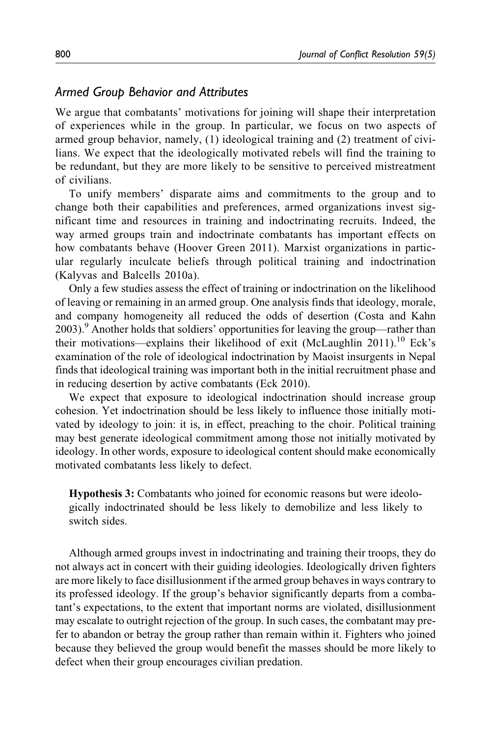### *Armed Group Behavior and Attributes*

We argue that combatants' motivations for joining will shape their interpretation of experiences while in the group. In particular, we focus on two aspects of armed group behavior, namely, (1) ideological training and (2) treatment of civilians. We expect that the ideologically motivated rebels will find the training to be redundant, but they are more likely to be sensitive to perceived mistreatment of civilians.

To unify members' disparate aims and commitments to the group and to change both their capabilities and preferences, armed organizations invest significant time and resources in training and indoctrinating recruits. Indeed, the way armed groups train and indoctrinate combatants has important effects on how combatants behave (Hoover Green 2011). Marxist organizations in particular regularly inculcate beliefs through political training and indoctrination (Kalyvas and Balcells 2010a).

Only a few studies assess the effect of training or indoctrination on the likelihood of leaving or remaining in an armed group. One analysis finds that ideology, morale, and company homogeneity all reduced the odds of desertion (Costa and Kahn 2003).[9] Another holds that soldiers' opportunities for leaving the group—rather than their motivations—explains their likelihood of exit (McLaughlin 2011).[10] Eck's examination of the role of ideological indoctrination by Maoist insurgents in Nepal finds that ideological training was important both in the initial recruitment phase and in reducing desertion by active combatants (Eck 2010).

We expect that exposure to ideological indoctrination should increase group cohesion. Yet indoctrination should be less likely to influence those initially motivated by ideology to join: it is, in effect, preaching to the choir. Political training may best generate ideological commitment among those not initially motivated by ideology. In other words, exposure to ideological content should make economically motivated combatants less likely to defect.

> **Hypothesis 3:** Combatants who joined for economic reasons but were ideologically indoctrinated should be less likely to demobilize and less likely to switch sides.

Although armed groups invest in indoctrinating and training their troops, they do not always act in concert with their guiding ideologies. Ideologically driven fighters are more likely to face disillusionment if the armed group behaves in ways contrary to its professed ideology. If the group's behavior significantly departs from a combatant's expectations, to the extent that important norms are violated, disillusionment may escalate to outright rejection of the group. In such cases, the combatant may prefer to abandon or betray the group rather than remain within it. Fighters who joined because they believed the group would benefit the masses should be more likely to defect when their group encourages civilian predation.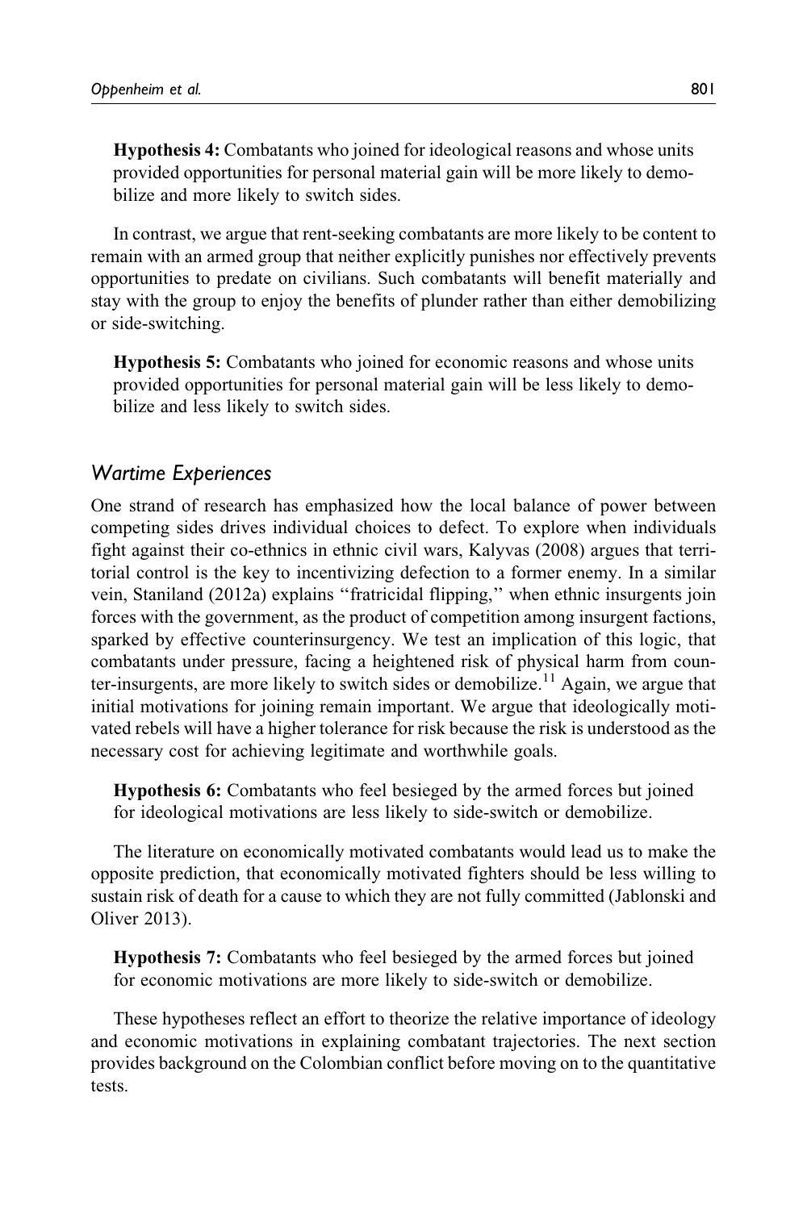**Hypothesis 4:** Combatants who joined for ideological reasons and whose units provided opportunities for personal material gain will be more likely to demobilize and more likely to switch sides.

In contrast, we argue that rent-seeking combatants are more likely to be content to remain with an armed group that neither explicitly punishes nor effectively prevents opportunities to predate on civilians. Such combatants will benefit materially and stay with the group to enjoy the benefits of plunder rather than either demobilizing or side-switching.

**Hypothesis 5:** Combatants who joined for economic reasons and whose units provided opportunities for personal material gain will be less likely to demobilize and less likely to switch sides.

### *Wartime Experiences*

One strand of research has emphasized how the local balance of power between competing sides drives individual choices to defect. To explore when individuals fight against their co-ethnics in ethnic civil wars, Kalyvas (2008) argues that territorial control is the key to incentivizing defection to a former enemy. In a similar vein, Staniland (2012a) explains "fratricidal flipping," when ethnic insurgents join forces with the government, as the product of competition among insurgent factions, sparked by effective counterinsurgency. We test an implication of this logic, that combatants under pressure, facing a heightened risk of physical harm from counter-insurgents, are more likely to switch sides or demobilize.[11] Again, we argue that initial motivations for joining remain important. We argue that ideologically motivated rebels will have a higher tolerance for risk because the risk is understood as the necessary cost for achieving legitimate and worthwhile goals.

**Hypothesis 6:** Combatants who feel besieged by the armed forces but joined for ideological motivations are less likely to side-switch or demobilize.

The literature on economically motivated combatants would lead us to make the opposite prediction, that economically motivated fighters should be less willing to sustain risk of death for a cause to which they are not fully committed (Jablonski and Oliver 2013).

**Hypothesis 7:** Combatants who feel besieged by the armed forces but joined for economic motivations are more likely to side-switch or demobilize.

These hypotheses reflect an effort to theorize the relative importance of ideology and economic motivations in explaining combatant trajectories. The next section provides background on the Colombian conflict before moving on to the quantitative tests.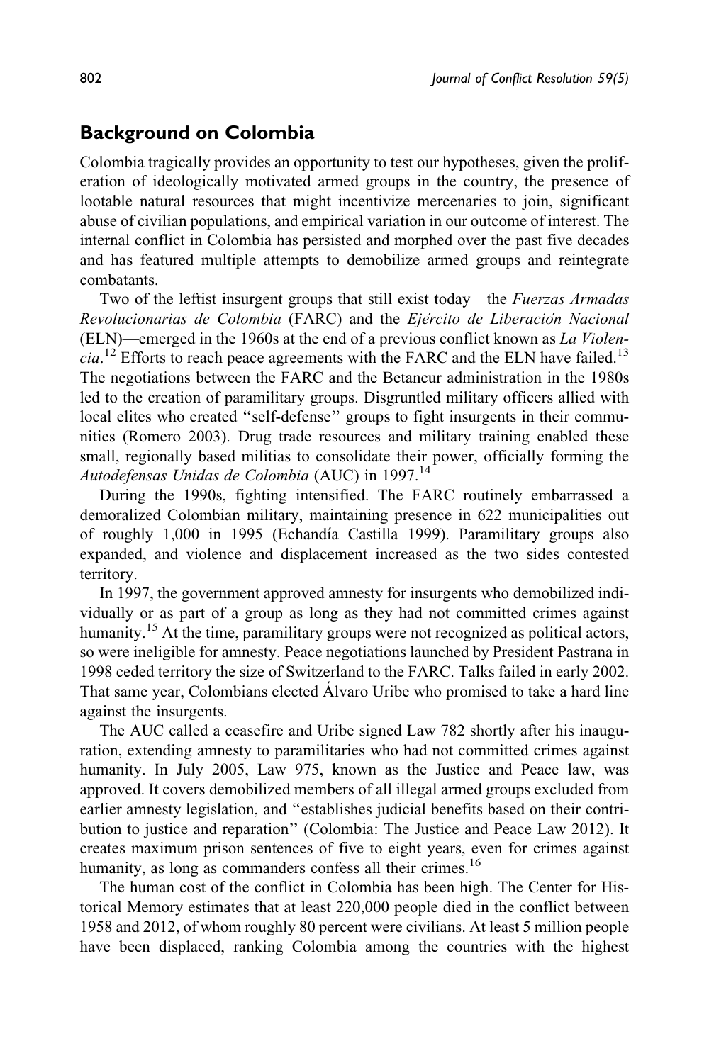## Background on Colombia

Colombia tragically provides an opportunity to test our hypotheses, given the proliferation of ideologically motivated armed groups in the country, the presence of lootable natural resources that might incentivize mercenaries to join, significant abuse of civilian populations, and empirical variation in our outcome of interest. The internal conflict in Colombia has persisted and morphed over the past five decades and has featured multiple attempts to demobilize armed groups and reintegrate combatants.

Two of the leftist insurgent groups that still exist today—the *Fuerzas Armadas Revolucionarias de Colombia* (FARC) and the *Ejército de Liberación Nacional* (ELN)—emerged in the 1960s at the end of a previous conflict known as *La Violencia*.[12] Efforts to reach peace agreements with the FARC and the ELN have failed.[13] The negotiations between the FARC and the Betancur administration in the 1980s led to the creation of paramilitary groups. Disgruntled military officers allied with local elites who created "self-defense" groups to fight insurgents in their communities (Romero 2003). Drug trade resources and military training enabled these small, regionally based militias to consolidate their power, officially forming the *Autodefensas Unidas de Colombia* (AUC) in 1997.[14]

During the 1990s, fighting intensified. The FARC routinely embarrassed a demoralized Colombian military, maintaining presence in 622 municipalities out of roughly 1,000 in 1995 (Echandía Castilla 1999). Paramilitary groups also expanded, and violence and displacement increased as the two sides contested territory.

In 1997, the government approved amnesty for insurgents who demobilized individually or as part of a group as long as they had not committed crimes against humanity.[15] At the time, paramilitary groups were not recognized as political actors, so were ineligible for amnesty. Peace negotiations launched by President Pastrana in 1998 ceded territory the size of Switzerland to the FARC. Talks failed in early 2002. That same year, Colombians elected Álvaro Uribe who promised to take a hard line against the insurgents.

The AUC called a ceasefire and Uribe signed Law 782 shortly after his inauguration, extending amnesty to paramilitaries who had not committed crimes against humanity. In July 2005, Law 975, known as the Justice and Peace law, was approved. It covers demobilized members of all illegal armed groups excluded from earlier amnesty legislation, and "establishes judicial benefits based on their contribution to justice and reparation" (Colombia: The Justice and Peace Law 2012). It creates maximum prison sentences of five to eight years, even for crimes against humanity, as long as commanders confess all their crimes.[16]

The human cost of the conflict in Colombia has been high. The Center for Historical Memory estimates that at least 220,000 people died in the conflict between 1958 and 2012, of whom roughly 80 percent were civilians. At least 5 million people have been displaced, ranking Colombia among the countries with the highest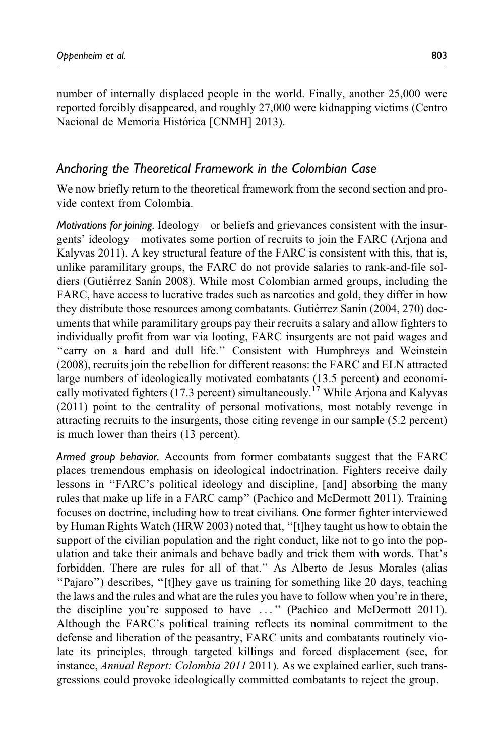number of internally displaced people in the world. Finally, another 25,000 were reported forcibly disappeared, and roughly 27,000 were kidnapping victims (Centro Nacional de Memoria Histórica [CNMH] 2013).

## *Anchoring the Theoretical Framework in the Colombian Case*

We now briefly return to the theoretical framework from the second section and provide context from Colombia.

*Motivations for joining*. Ideology—or beliefs and grievances consistent with the insurgents' ideology—motivates some portion of recruits to join the FARC (Arjona and Kalyvas 2011). A key structural feature of the FARC is consistent with this, that is, unlike paramilitary groups, the FARC do not provide salaries to rank-and-file soldiers (Gutiérrez Sanín 2008). While most Colombian armed groups, including the FARC, have access to lucrative trades such as narcotics and gold, they differ in how they distribute those resources among combatants. Gutiérrez Sanín (2004, 270) documents that while paramilitary groups pay their recruits a salary and allow fighters to individually profit from war via looting, FARC insurgents are not paid wages and "carry on a hard and dull life." Consistent with Humphreys and Weinstein (2008), recruits join the rebellion for different reasons: the FARC and ELN attracted large numbers of ideologically motivated combatants (13.5 percent) and economically motivated fighters (17.3 percent) simultaneously.[17] While Arjona and Kalyvas (2011) point to the centrality of personal motivations, most notably revenge in attracting recruits to the insurgents, those citing revenge in our sample (5.2 percent) is much lower than theirs (13 percent).

*Armed group behavior*. Accounts from former combatants suggest that the FARC places tremendous emphasis on ideological indoctrination. Fighters receive daily lessons in "FARC's political ideology and discipline, [and] absorbing the many rules that make up life in a FARC camp" (Pachico and McDermott 2011). Training focuses on doctrine, including how to treat civilians. One former fighter interviewed by Human Rights Watch (HRW 2003) noted that, "[t]hey taught us how to obtain the support of the civilian population and the right conduct, like not to go into the population and take their animals and behave badly and trick them with words. That's forbidden. There are rules for all of that." As Alberto de Jesus Morales (alias "Pajaro") describes, "[t]hey gave us training for something like 20 days, teaching the laws and the rules and what are the rules you have to follow when you're in there, the discipline you're supposed to have ..." (Pachico and McDermott 2011). Although the FARC's political training reflects its nominal commitment to the defense and liberation of the peasantry, FARC units and combatants routinely violate its principles, through targeted killings and forced displacement (see, for instance, *Annual Report: Colombia 2011* 2011). As we explained earlier, such transgressions could provoke ideologically committed combatants to reject the group.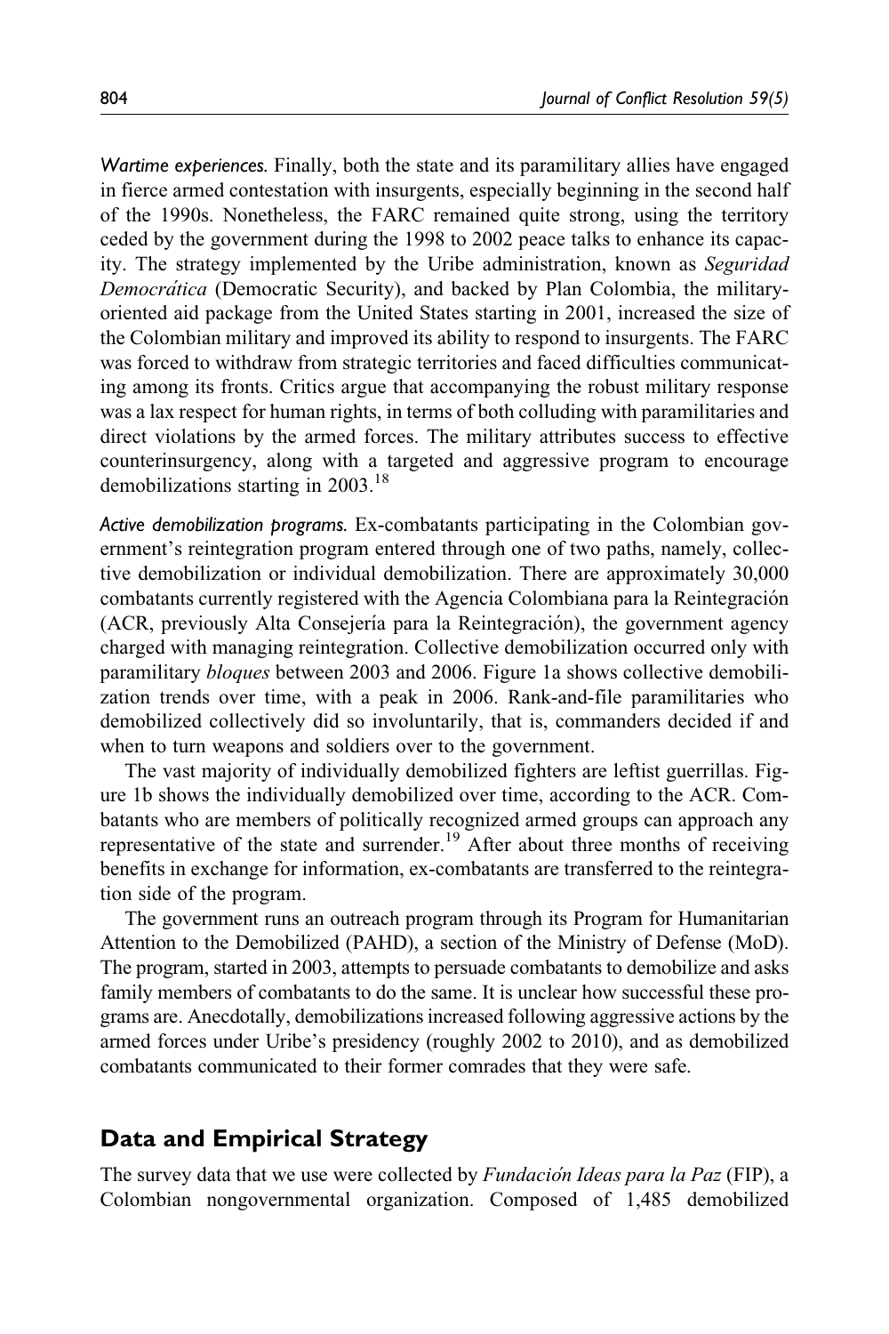*Wartime experiences.* Finally, both the state and its paramilitary allies have engaged in fierce armed contestation with insurgents, especially beginning in the second half of the 1990s. Nonetheless, the FARC remained quite strong, using the territory ceded by the government during the 1998 to 2002 peace talks to enhance its capacity. The strategy implemented by the Uribe administration, known as *Seguridad Democrática* (Democratic Security), and backed by Plan Colombia, the military-oriented aid package from the United States starting in 2001, increased the size of the Colombian military and improved its ability to respond to insurgents. The FARC was forced to withdraw from strategic territories and faced difficulties communicating among its fronts. Critics argue that accompanying the robust military response was a lax respect for human rights, in terms of both colluding with paramilitaries and direct violations by the armed forces. The military attributes success to effective counterinsurgency, along with a targeted and aggressive program to encourage demobilizations starting in 2003.[18]

*Active demobilization programs.* Ex-combatants participating in the Colombian government's reintegration program entered through one of two paths, namely, collective demobilization or individual demobilization. There are approximately 30,000 combatants currently registered with the Agencia Colombiana para la Reintegración (ACR, previously Alta Consejería para la Reintegración), the government agency charged with managing reintegration. Collective demobilization occurred only with paramilitary *bloques* between 2003 and 2006. Figure 1a shows collective demobilization trends over time, with a peak in 2006. Rank-and-file paramilitaries who demobilized collectively did so involuntarily, that is, commanders decided if and when to turn weapons and soldiers over to the government.

The vast majority of individually demobilized fighters are leftist guerrillas. Figure 1b shows the individually demobilized over time, according to the ACR. Combatants who are members of politically recognized armed groups can approach any representative of the state and surrender.[19] After about three months of receiving benefits in exchange for information, ex-combatants are transferred to the reintegration side of the program.

The government runs an outreach program through its Program for Humanitarian Attention to the Demobilized (PAHD), a section of the Ministry of Defense (MoD). The program, started in 2003, attempts to persuade combatants to demobilize and asks family members of combatants to do the same. It is unclear how successful these programs are. Anecdotally, demobilizations increased following aggressive actions by the armed forces under Uribe's presidency (roughly 2002 to 2010), and as demobilized combatants communicated to their former comrades that they were safe.

## Data and Empirical Strategy

The survey data that we use were collected by *Fundación Ideas para la Paz* (FIP), a Colombian nongovernmental organization. Composed of 1,485 demobilized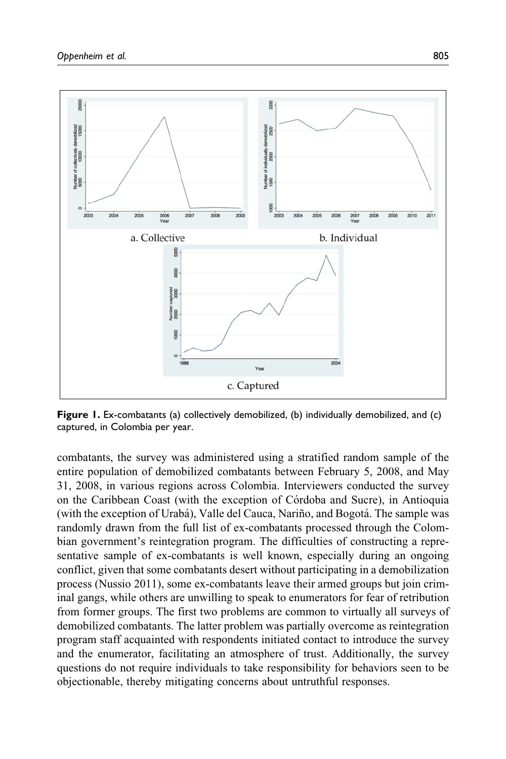**Figure 1.** Ex-combatants (a) collectively demobilized, (b) individually demobilized, and (c) captured, in Colombia per year.

combatants, the survey was administered using a stratified random sample of the entire population of demobilized combatants between February 5, 2008, and May 31, 2008, in various regions across Colombia. Interviewers conducted the survey on the Caribbean Coast (with the exception of Córdoba and Sucre), in Antioquia (with the exception of Urabá), Valle del Cauca, Nariño, and Bogotá. The sample was randomly drawn from the full list of ex-combatants processed through the Colombian government's reintegration program. The difficulties of constructing a representative sample of ex-combatants is well known, especially during an ongoing conflict, given that some combatants desert without participating in a demobilization process (Nussio 2011), some ex-combatants leave their armed groups but join criminal gangs, while others are unwilling to speak to enumerators for fear of retribution from former groups. The first two problems are common to virtually all surveys of demobilized combatants. The latter problem was partially overcome as reintegration program staff acquainted with respondents initiated contact to introduce the survey and the enumerator, facilitating an atmosphere of trust. Additionally, the survey questions do not require individuals to take responsibility for behaviors seen to be objectionable, thereby mitigating concerns about untruthful responses.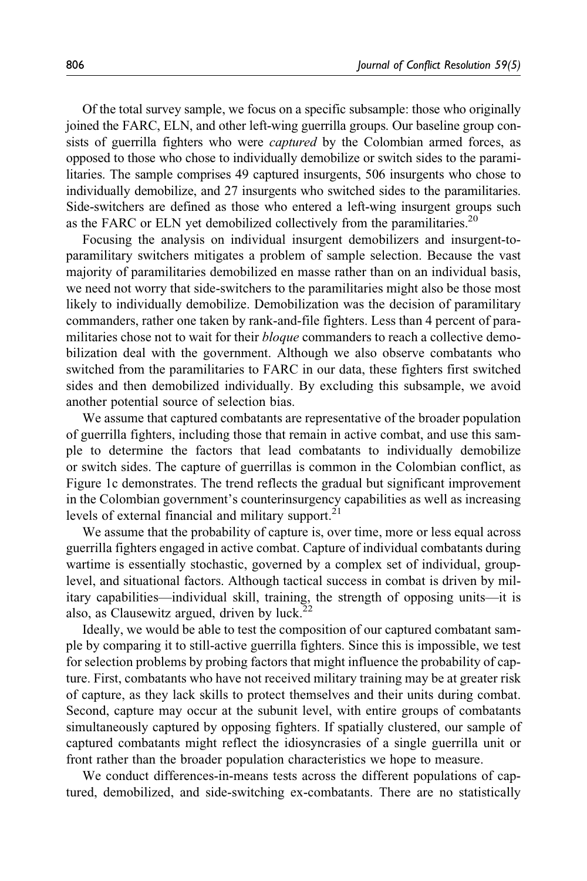Of the total survey sample, we focus on a specific subsample: those who originally joined the FARC, ELN, and other left-wing guerrilla groups. Our baseline group consists of guerrilla fighters who were *captured* by the Colombian armed forces, as opposed to those who chose to individually demobilize or switch sides to the paramilitaries. The sample comprises 49 captured insurgents, 506 insurgents who chose to individually demobilize, and 27 insurgents who switched sides to the paramilitaries. Side-switchers are defined as those who entered a left-wing insurgent groups such as the FARC or ELN yet demobilized collectively from the paramilitaries.[20]

Focusing the analysis on individual insurgent demobilizers and insurgent-to-paramilitary switchers mitigates a problem of sample selection. Because the vast majority of paramilitaries demobilized en masse rather than on an individual basis, we need not worry that side-switchers to the paramilitaries might also be those most likely to individually demobilize. Demobilization was the decision of paramilitary commanders, rather one taken by rank-and-file fighters. Less than 4 percent of paramilitaries chose not to wait for their *bloque* commanders to reach a collective demobilization deal with the government. Although we also observe combatants who switched from the paramilitaries to FARC in our data, these fighters first switched sides and then demobilized individually. By excluding this subsample, we avoid another potential source of selection bias.

We assume that captured combatants are representative of the broader population of guerrilla fighters, including those that remain in active combat, and use this sample to determine the factors that lead combatants to individually demobilize or switch sides. The capture of guerrillas is common in the Colombian conflict, as Figure 1c demonstrates. The trend reflects the gradual but significant improvement in the Colombian government's counterinsurgency capabilities as well as increasing levels of external financial and military support.[21]

We assume that the probability of capture is, over time, more or less equal across guerrilla fighters engaged in active combat. Capture of individual combatants during wartime is essentially stochastic, governed by a complex set of individual, group-level, and situational factors. Although tactical success in combat is driven by military capabilities—individual skill, training, the strength of opposing units—it is also, as Clausewitz argued, driven by luck.[22]

Ideally, we would be able to test the composition of our captured combatant sample by comparing it to still-active guerrilla fighters. Since this is impossible, we test for selection problems by probing factors that might influence the probability of capture. First, combatants who have not received military training may be at greater risk of capture, as they lack skills to protect themselves and their units during combat. Second, capture may occur at the subunit level, with entire groups of combatants simultaneously captured by opposing fighters. If spatially clustered, our sample of captured combatants might reflect the idiosyncrasies of a single guerrilla unit or front rather than the broader population characteristics we hope to measure.

We conduct differences-in-means tests across the different populations of captured, demobilized, and side-switching ex-combatants. There are no statistically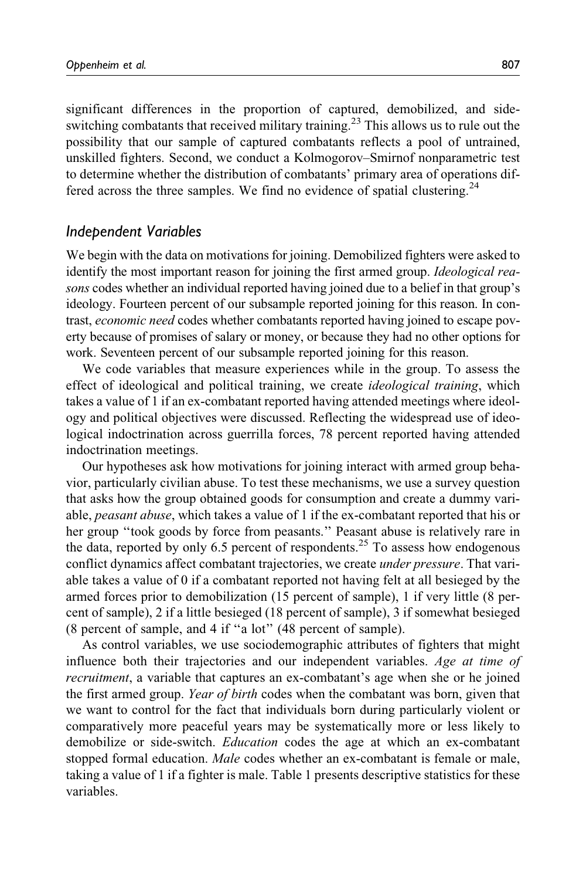significant differences in the proportion of captured, demobilized, and side-switching combatants that received military training.[23] This allows us to rule out the possibility that our sample of captured combatants reflects a pool of untrained, unskilled fighters. Second, we conduct a Kolmogorov–Smirnof nonparametric test to determine whether the distribution of combatants' primary area of operations differed across the three samples. We find no evidence of spatial clustering.[24]

### Independent Variables

We begin with the data on motivations for joining. Demobilized fighters were asked to identify the most important reason for joining the first armed group. *Ideological reasons* codes whether an individual reported having joined due to a belief in that group's ideology. Fourteen percent of our subsample reported joining for this reason. In contrast, *economic need* codes whether combatants reported having joined to escape poverty because of promises of salary or money, or because they had no other options for work. Seventeen percent of our subsample reported joining for this reason.

We code variables that measure experiences while in the group. To assess the effect of ideological and political training, we create *ideological training*, which takes a value of 1 if an ex-combatant reported having attended meetings where ideology and political objectives were discussed. Reflecting the widespread use of ideological indoctrination across guerrilla forces, 78 percent reported having attended indoctrination meetings.

Our hypotheses ask how motivations for joining interact with armed group behavior, particularly civilian abuse. To test these mechanisms, we use a survey question that asks how the group obtained goods for consumption and create a dummy variable, *peasant abuse*, which takes a value of 1 if the ex-combatant reported that his or her group "took goods by force from peasants." Peasant abuse is relatively rare in the data, reported by only 6.5 percent of respondents.[25] To assess how endogenous conflict dynamics affect combatant trajectories, we create *under pressure*. That variable takes a value of 0 if a combatant reported not having felt at all besieged by the armed forces prior to demobilization (15 percent of sample), 1 if very little (8 percent of sample), 2 if a little besieged (18 percent of sample), 3 if somewhat besieged (8 percent of sample, and 4 if "a lot" (48 percent of sample).

As control variables, we use sociodemographic attributes of fighters that might influence both their trajectories and our independent variables. *Age at time of recruitment*, a variable that captures an ex-combatant's age when she or he joined the first armed group. *Year of birth* codes when the combatant was born, given that we want to control for the fact that individuals born during particularly violent or comparatively more peaceful years may be systematically more or less likely to demobilize or side-switch. *Education* codes the age at which an ex-combatant stopped formal education. *Male* codes whether an ex-combatant is female or male, taking a value of 1 if a fighter is male. Table 1 presents descriptive statistics for these variables.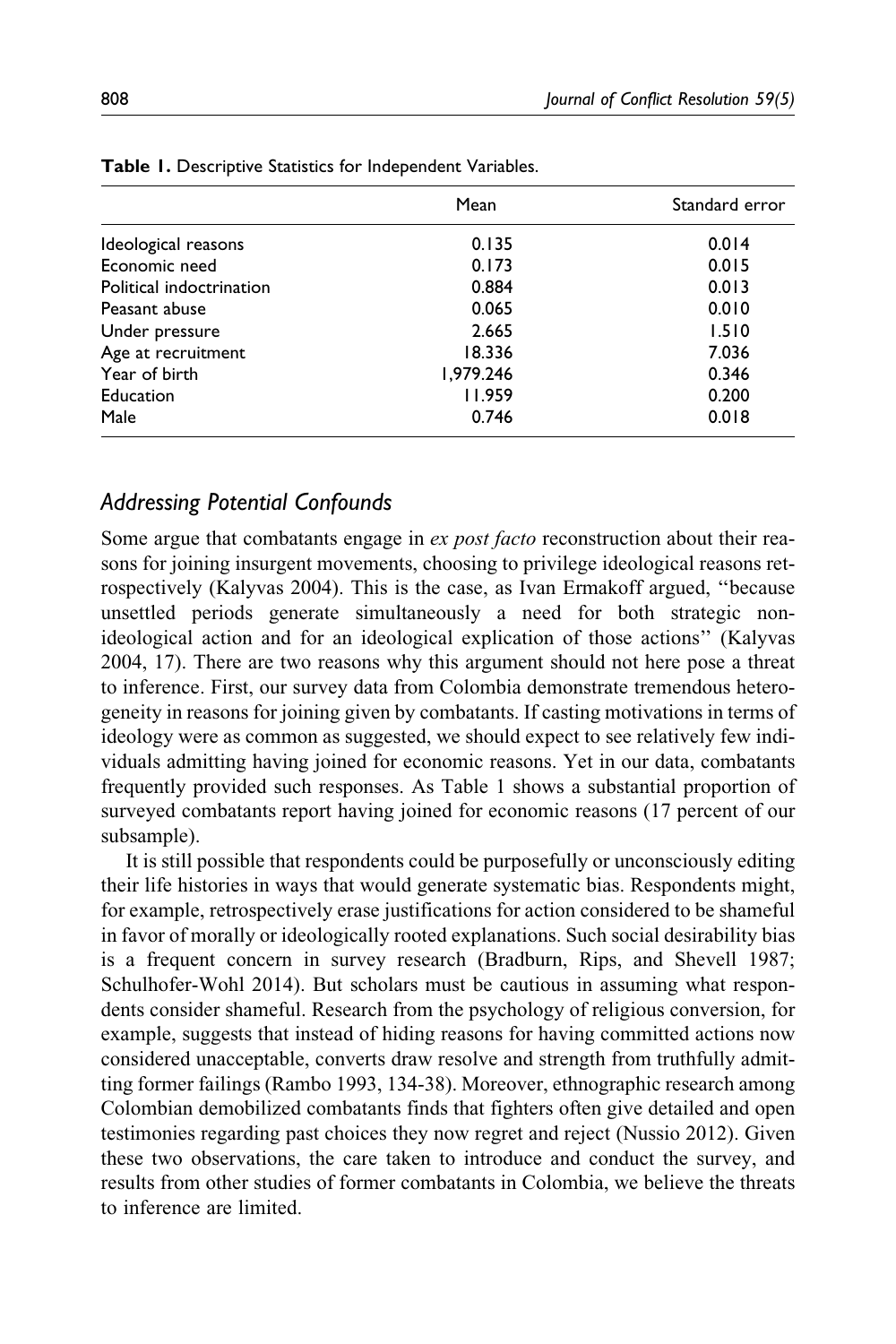**Table 1.** Descriptive Statistics for Independent Variables.

| | Mean | Standard error |
|---|---|---|
| Ideological reasons | 0.135 | 0.014 |
| Economic need | 0.173 | 0.015 |
| Political indoctrination | 0.884 | 0.013 |
| Peasant abuse | 0.065 | 0.010 |
| Under pressure | 2.665 | 1.510 |
| Age at recruitment | 18.336 | 7.036 |
| Year of birth | 1,979.246 | 0.346 |
| Education | 11.959 | 0.200 |
| Male | 0.746 | 0.018 |

## *Addressing Potential Confounds*

Some argue that combatants engage in *ex post facto* reconstruction about their reasons for joining insurgent movements, choosing to privilege ideological reasons retrospectively (Kalyvas 2004). This is the case, as Ivan Ermakoff argued, "because unsettled periods generate simultaneously a need for both strategic non-ideological action and for an ideological explication of those actions" (Kalyvas 2004, 17). There are two reasons why this argument should not here pose a threat to inference. First, our survey data from Colombia demonstrate tremendous heterogeneity in reasons for joining given by combatants. If casting motivations in terms of ideology were as common as suggested, we should expect to see relatively few individuals admitting having joined for economic reasons. Yet in our data, combatants frequently provided such responses. As Table 1 shows a substantial proportion of surveyed combatants report having joined for economic reasons (17 percent of our subsample).

It is still possible that respondents could be purposefully or unconsciously editing their life histories in ways that would generate systematic bias. Respondents might, for example, retrospectively erase justifications for action considered to be shameful in favor of morally or ideologically rooted explanations. Such social desirability bias is a frequent concern in survey research (Bradburn, Rips, and Shevell 1987; Schulhofer-Wohl 2014). But scholars must be cautious in assuming what respondents consider shameful. Research from the psychology of religious conversion, for example, suggests that instead of hiding reasons for having committed actions now considered unacceptable, converts draw resolve and strength from truthfully admitting former failings (Rambo 1993, 134-38). Moreover, ethnographic research among Colombian demobilized combatants finds that fighters often give detailed and open testimonies regarding past choices they now regret and reject (Nussio 2012). Given these two observations, the care taken to introduce and conduct the survey, and results from other studies of former combatants in Colombia, we believe the threats to inference are limited.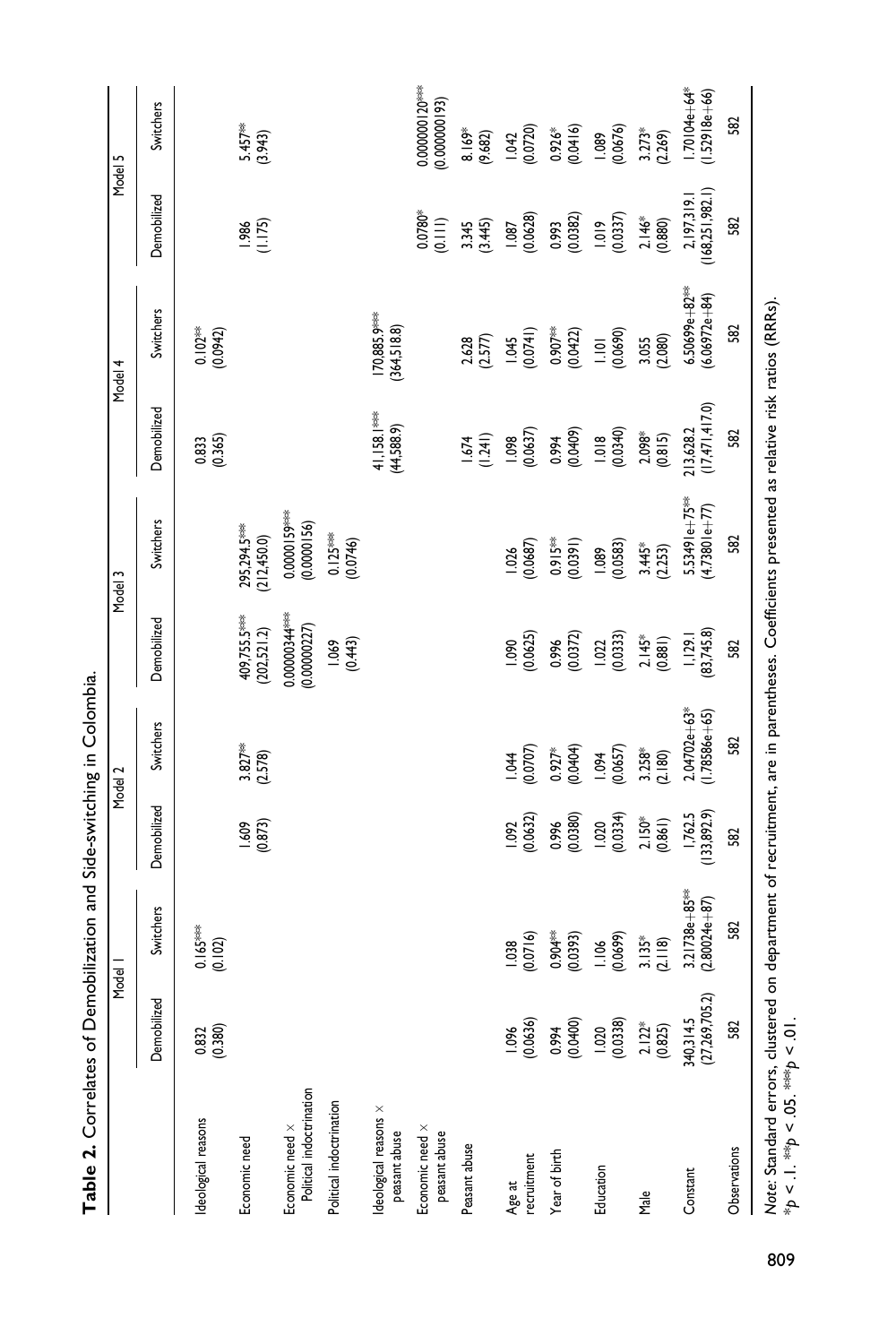**Table 2.** Correlates of Demobilization and Side-switching in Colombia.

| | Model 1 | | Model 2 | | Model 3 | | Model 4 | | Model 5 | |
|---|---|---|---|---|---|---|---|---|---|---|
| | Demobilized | Switchers | Demobilized | Switchers | Demobilized | Switchers | Demobilized | Switchers | Demobilized | Switchers |
| Ideological reasons | 0.832 (0.380) | 0.165*** (0.102) | | | | | 0.833 (0.365) | 0.102** (0.0942) | | |
| Economic need | | | 1.609 (0.873) | 3.827** (2.578) | 409,755.5*** (202,521.2) | 295,294.5*** (212,450.0) | | | 1.986 (1.175) | 5.457** (3.943) |
| Economic need × Political indoctrination | | | | | 0.00000344*** (0.00000227) | 0.0000159*** (0.0000156) | | | | |
| Political indoctrination | | | | | 1.069 (0.443) | 0.125*** (0.0746) | | | | |
| Ideological reasons × peasant abuse | | | | | | | 41,158.1*** (44,588.9) | 170,885.9*** (364,518.8) | | |
| Economic need × peasant abuse | | | | | | | | | 0.0780* (0.111) | 0.000000120*** (0.000000193) |
| Peasant abuse | | | | | | | 1.674 (1.241) | 2.628 (2.577) | 3.345 (3.445) | 8.169* (9.682) |
| Age at recruitment | 1.096 (0.0636) | 1.038 (0.0716) | 1.092 (0.0632) | 1.044 (0.0707) | 1.090 (0.0625) | 1.026 (0.0687) | 1.098 (0.0637) | 1.045 (0.0741) | 1.087 (0.0628) | 1.042 (0.0720) |
| Year of birth | 0.994 (0.0400) | 0.904** (0.0393) | 0.996 (0.0380) | 0.927* (0.0404) | 0.996 (0.0372) | 0.915** (0.0391) | 0.994 (0.0409) | 0.907** (0.0422) | 0.993 (0.0382) | 0.926* (0.0416) |
| Education | 1.020 (0.0338) | 1.106 (0.0699) | 1.020 (0.0334) | 1.094 (0.0657) | 1.022 (0.0333) | 1.089 (0.0583) | 1.018 (0.0340) | 1.101 (0.0690) | 1.019 (0.0337) | 1.089 (0.0676) |
| Male | 2.122* (0.825) | 3.135* (2.118) | 2.150* (0.861) | 3.258* (2.180) | 2.145* (0.881) | 3.445* (2.253) | 2.098* (0.815) | 3.055 (2.080) | 2.146* (0.880) | 3.273* (2.269) |
| Constant | 340,314.5 (27,269,705.2) | 3.21738e+85** (2.80024e+87) | 1,762.5 (133,892.9) | 2.04702e+63* (1.78586e+65) | 1,129.1 (83,745.8) | 5.53491e+75** (4.73801e+77) | 213,628.2 (17,471,417.0) | 6.50699e+82** (6.06972e+84) | 2,197,319.1 (168,251,982.1) | 1.70104e+64* (1.52918e+66) |
| Observations | 582 | 582 | 582 | 582 | 582 | 582 | 582 | 582 | 582 | 582 |

*Note*: Standard errors, clustered on department of recruitment, are in parentheses. Coefficients presented as relative risk ratios (RRRs).
*$p < .1$. **$p < .05$. ***$p < .01$.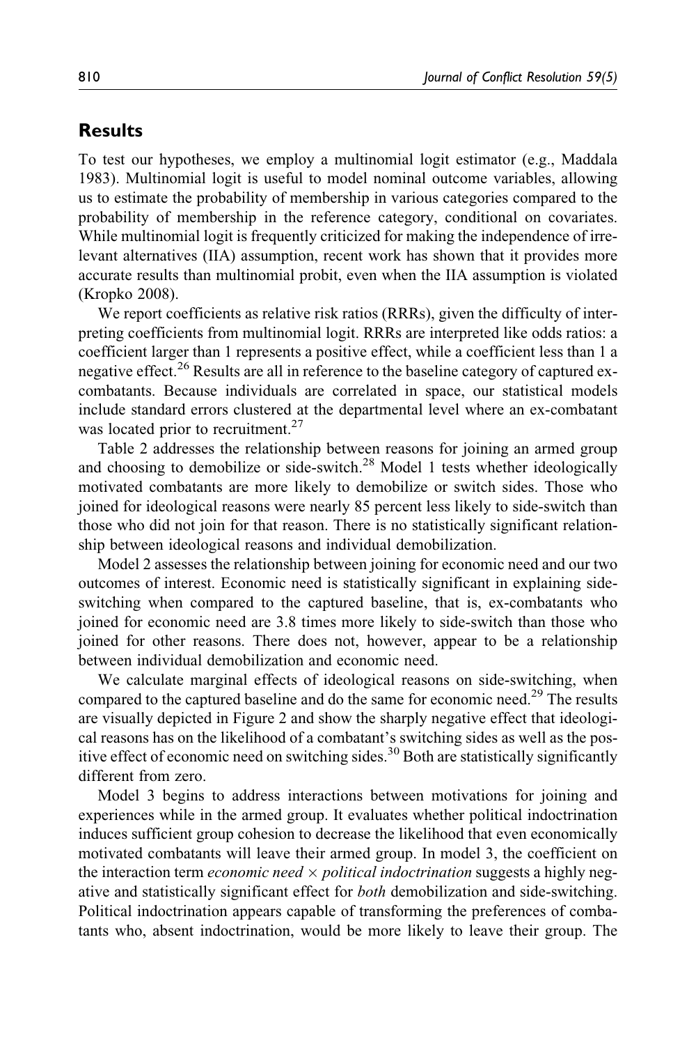## Results

To test our hypotheses, we employ a multinomial logit estimator (e.g., Maddala 1983). Multinomial logit is useful to model nominal outcome variables, allowing us to estimate the probability of membership in various categories compared to the probability of membership in the reference category, conditional on covariates. While multinomial logit is frequently criticized for making the independence of irrelevant alternatives (IIA) assumption, recent work has shown that it provides more accurate results than multinomial probit, even when the IIA assumption is violated (Kropko 2008).

We report coefficients as relative risk ratios (RRRs), given the difficulty of interpreting coefficients from multinomial logit. RRRs are interpreted like odds ratios: a coefficient larger than 1 represents a positive effect, while a coefficient less than 1 a negative effect.[26] Results are all in reference to the baseline category of captured ex-combatants. Because individuals are correlated in space, our statistical models include standard errors clustered at the departmental level where an ex-combatant was located prior to recruitment.[27]

Table 2 addresses the relationship between reasons for joining an armed group and choosing to demobilize or side-switch.[28] Model 1 tests whether ideologically motivated combatants are more likely to demobilize or switch sides. Those who joined for ideological reasons were nearly 85 percent less likely to side-switch than those who did not join for that reason. There is no statistically significant relationship between ideological reasons and individual demobilization.

Model 2 assesses the relationship between joining for economic need and our two outcomes of interest. Economic need is statistically significant in explaining side-switching when compared to the captured baseline, that is, ex-combatants who joined for economic need are 3.8 times more likely to side-switch than those who joined for other reasons. There does not, however, appear to be a relationship between individual demobilization and economic need.

We calculate marginal effects of ideological reasons on side-switching, when compared to the captured baseline and do the same for economic need.[29] The results are visually depicted in Figure 2 and show the sharply negative effect that ideological reasons has on the likelihood of a combatant's switching sides as well as the positive effect of economic need on switching sides.[30] Both are statistically significantly different from zero.

Model 3 begins to address interactions between motivations for joining and experiences while in the armed group. It evaluates whether political indoctrination induces sufficient group cohesion to decrease the likelihood that even economically motivated combatants will leave their armed group. In model 3, the coefficient on the interaction term *economic need* × *political indoctrination* suggests a highly negative and statistically significant effect for *both* demobilization and side-switching. Political indoctrination appears capable of transforming the preferences of combatants who, absent indoctrination, would be more likely to leave their group. The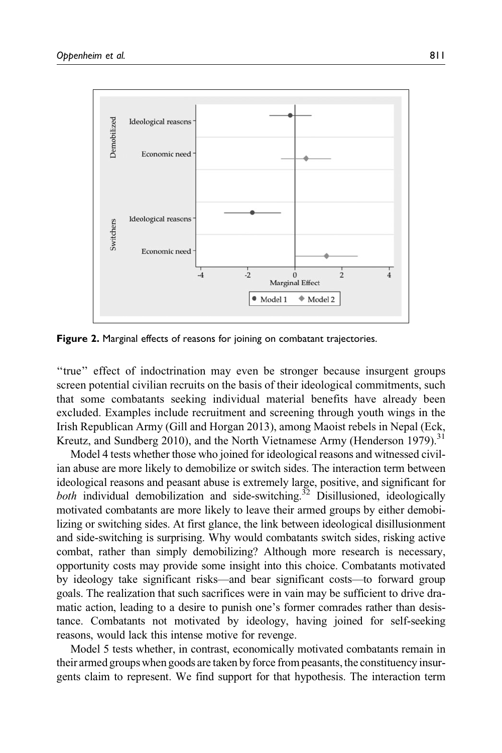Figure 2. Marginal effects of reasons for joining on combatant trajectories.

"true" effect of indoctrination may even be stronger because insurgent groups screen potential civilian recruits on the basis of their ideological commitments, such that some combatants seeking individual material benefits have already been excluded. Examples include recruitment and screening through youth wings in the Irish Republican Army (Gill and Horgan 2013), among Maoist rebels in Nepal (Eck, Kreutz, and Sundberg 2010), and the North Vietnamese Army (Henderson 1979).[31]

Model 4 tests whether those who joined for ideological reasons and witnessed civilian abuse are more likely to demobilize or switch sides. The interaction term between ideological reasons and peasant abuse is extremely large, positive, and significant for *both* individual demobilization and side-switching.[32] Disillusioned, ideologically motivated combatants are more likely to leave their armed groups by either demobilizing or switching sides. At first glance, the link between ideological disillusionment and side-switching is surprising. Why would combatants switch sides, risking active combat, rather than simply demobilizing? Although more research is necessary, opportunity costs may provide some insight into this choice. Combatants motivated by ideology take significant risks—and bear significant costs—to forward group goals. The realization that such sacrifices were in vain may be sufficient to drive dramatic action, leading to a desire to punish one's former comrades rather than desistance. Combatants not motivated by ideology, having joined for self-seeking reasons, would lack this intense motive for revenge.

Model 5 tests whether, in contrast, economically motivated combatants remain in their armed groups when goods are taken by force from peasants, the constituency insurgents claim to represent. We find support for that hypothesis. The interaction term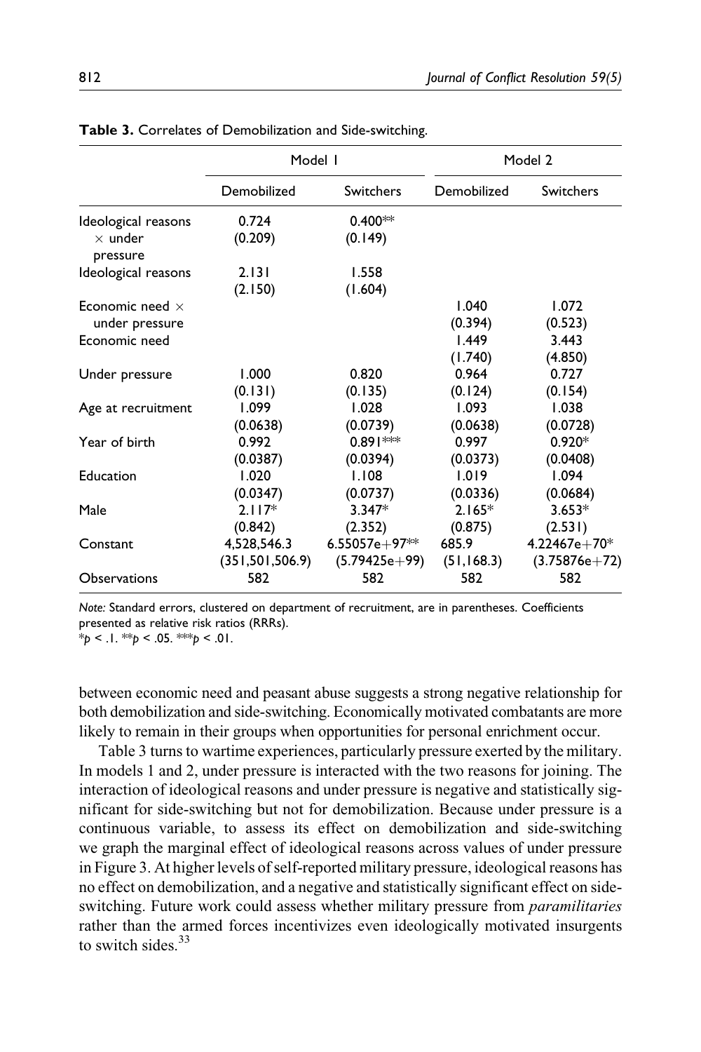**Table 3.** Correlates of Demobilization and Side-switching.

| | Model 1 | | Model 2 | |
|---|---|---|---|---|
| | Demobilized | Switchers | Demobilized | Switchers |
| Ideological reasons × under pressure | 0.724 | 0.400** | | |
| | (0.209) | (0.149) | | |
| Ideological reasons | 2.131 | 1.558 | | |
| | (2.150) | (1.604) | | |
| Economic need × under pressure | | | 1.040 | 1.072 |
| | | | (0.394) | (0.523) |
| Economic need | | | 1.449 | 3.443 |
| | | | (1.740) | (4.850) |
| Under pressure | 1.000 | 0.820 | 0.964 | 0.727 |
| | (0.131) | (0.135) | (0.124) | (0.154) |
| Age at recruitment | 1.099 | 1.028 | 1.093 | 1.038 |
| | (0.0638) | (0.0739) | (0.0638) | (0.0728) |
| Year of birth | 0.992 | 0.891*** | 0.997 | 0.920* |
| | (0.0387) | (0.0394) | (0.0373) | (0.0408) |
| Education | 1.020 | 1.108 | 1.019 | 1.094 |
| | (0.0347) | (0.0737) | (0.0336) | (0.0684) |
| Male | 2.117* | 3.347* | 2.165* | 3.653* |
| | (0.842) | (2.352) | (0.875) | (2.531) |
| Constant | 4,528,546.3 | 6.55057e+97** | 685.9 | 4.22467e+70* |
| | (351,501,506.9) | (5.79425e+99) | (51,168.3) | (3.75876e+72) |
| Observations | 582 | 582 | 582 | 582 |

*Note:* Standard errors, clustered on department of recruitment, are in parentheses. Coefficients presented as relative risk ratios (RRRs).
*$p < .1$. **$p < .05$. ***$p < .01$.

between economic need and peasant abuse suggests a strong negative relationship for both demobilization and side-switching. Economically motivated combatants are more likely to remain in their groups when opportunities for personal enrichment occur.

Table 3 turns to wartime experiences, particularly pressure exerted by the military. In models 1 and 2, under pressure is interacted with the two reasons for joining. The interaction of ideological reasons and under pressure is negative and statistically significant for side-switching but not for demobilization. Because under pressure is a continuous variable, to assess its effect on demobilization and side-switching we graph the marginal effect of ideological reasons across values of under pressure in Figure 3. At higher levels of self-reported military pressure, ideological reasons has no effect on demobilization, and a negative and statistically significant effect on side-switching. Future work could assess whether military pressure from *paramilitaries* rather than the armed forces incentivizes even ideologically motivated insurgents to switch sides.[33]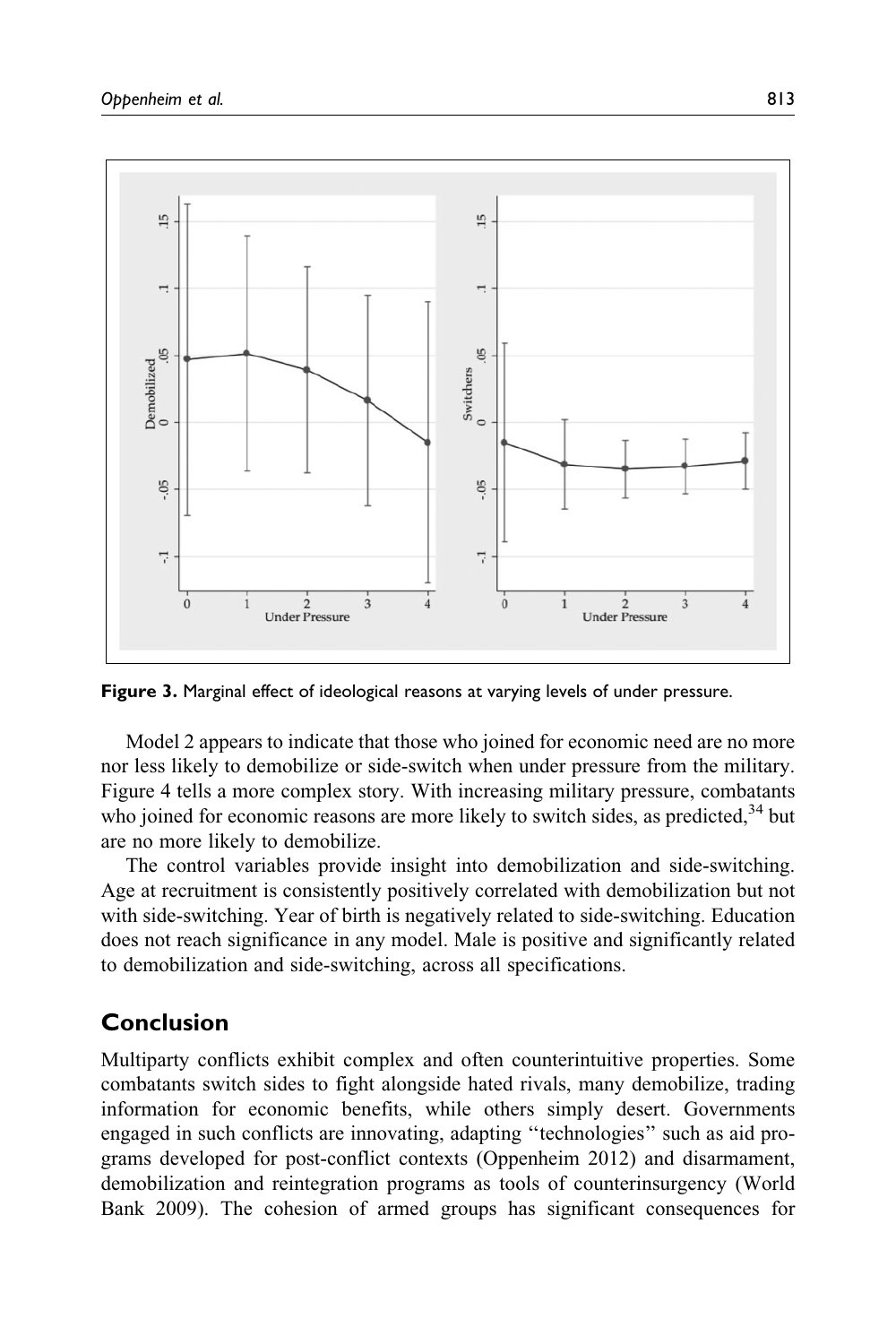Figure 3. Marginal effect of ideological reasons at varying levels of under pressure.

Model 2 appears to indicate that those who joined for economic need are no more nor less likely to demobilize or side-switch when under pressure from the military. Figure 4 tells a more complex story. With increasing military pressure, combatants who joined for economic reasons are more likely to switch sides, as predicted,[34] but are no more likely to demobilize.

The control variables provide insight into demobilization and side-switching. Age at recruitment is consistently positively correlated with demobilization but not with side-switching. Year of birth is negatively related to side-switching. Education does not reach significance in any model. Male is positive and significantly related to demobilization and side-switching, across all specifications.

## Conclusion

Multiparty conflicts exhibit complex and often counterintuitive properties. Some combatants switch sides to fight alongside hated rivals, many demobilize, trading information for economic benefits, while others simply desert. Governments engaged in such conflicts are innovating, adapting "technologies" such as aid programs developed for post-conflict contexts (Oppenheim 2012) and disarmament, demobilization and reintegration programs as tools of counterinsurgency (World Bank 2009). The cohesion of armed groups has significant consequences for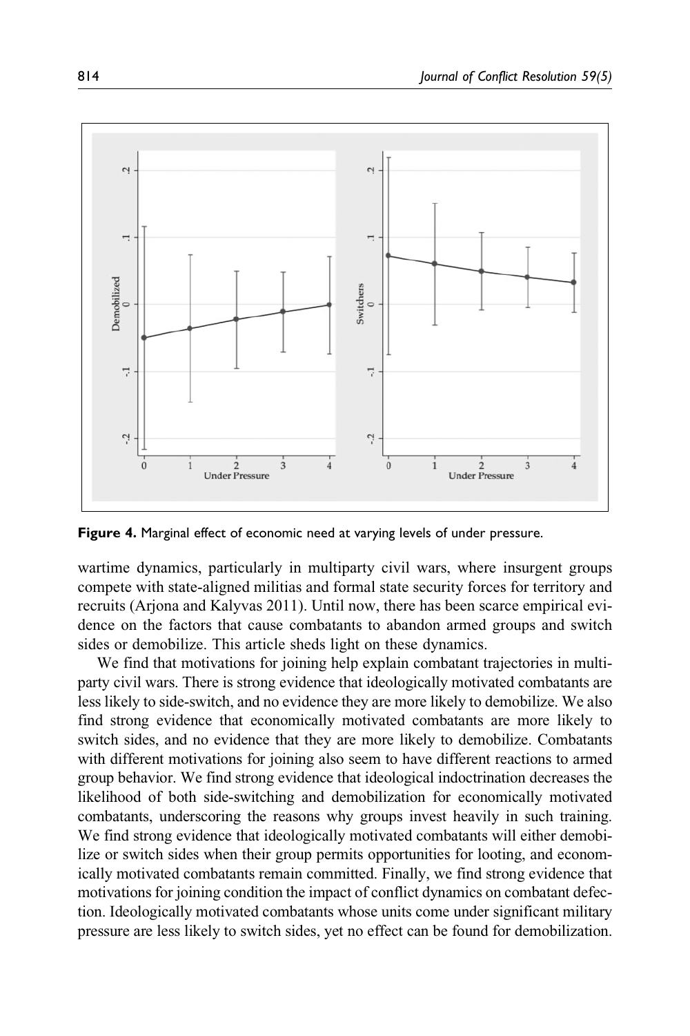Figure 4. Marginal effect of economic need at varying levels of under pressure.

wartime dynamics, particularly in multiparty civil wars, where insurgent groups compete with state-aligned militias and formal state security forces for territory and recruits (Arjona and Kalyvas 2011). Until now, there has been scarce empirical evidence on the factors that cause combatants to abandon armed groups and switch sides or demobilize. This article sheds light on these dynamics.

We find that motivations for joining help explain combatant trajectories in multiparty civil wars. There is strong evidence that ideologically motivated combatants are less likely to side-switch, and no evidence they are more likely to demobilize. We also find strong evidence that economically motivated combatants are more likely to switch sides, and no evidence that they are more likely to demobilize. Combatants with different motivations for joining also seem to have different reactions to armed group behavior. We find strong evidence that ideological indoctrination decreases the likelihood of both side-switching and demobilization for economically motivated combatants, underscoring the reasons why groups invest heavily in such training. We find strong evidence that ideologically motivated combatants will either demobilize or switch sides when their group permits opportunities for looting, and economically motivated combatants remain committed. Finally, we find strong evidence that motivations for joining condition the impact of conflict dynamics on combatant defection. Ideologically motivated combatants whose units come under significant military pressure are less likely to switch sides, yet no effect can be found for demobilization.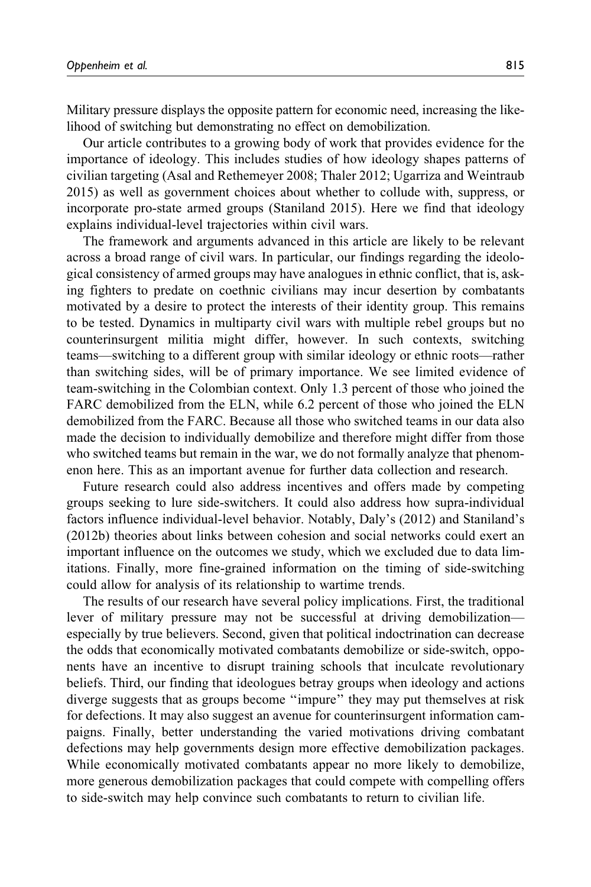Military pressure displays the opposite pattern for economic need, increasing the likelihood of switching but demonstrating no effect on demobilization.

Our article contributes to a growing body of work that provides evidence for the importance of ideology. This includes studies of how ideology shapes patterns of civilian targeting (Asal and Rethemeyer 2008; Thaler 2012; Ugarriza and Weintraub 2015) as well as government choices about whether to collude with, suppress, or incorporate pro-state armed groups (Staniland 2015). Here we find that ideology explains individual-level trajectories within civil wars.

The framework and arguments advanced in this article are likely to be relevant across a broad range of civil wars. In particular, our findings regarding the ideological consistency of armed groups may have analogues in ethnic conflict, that is, asking fighters to predate on coethnic civilians may incur desertion by combatants motivated by a desire to protect the interests of their identity group. This remains to be tested. Dynamics in multiparty civil wars with multiple rebel groups but no counterinsurgent militia might differ, however. In such contexts, switching teams—switching to a different group with similar ideology or ethnic roots—rather than switching sides, will be of primary importance. We see limited evidence of team-switching in the Colombian context. Only 1.3 percent of those who joined the FARC demobilized from the ELN, while 6.2 percent of those who joined the ELN demobilized from the FARC. Because all those who switched teams in our data also made the decision to individually demobilize and therefore might differ from those who switched teams but remain in the war, we do not formally analyze that phenomenon here. This as an important avenue for further data collection and research.

Future research could also address incentives and offers made by competing groups seeking to lure side-switchers. It could also address how supra-individual factors influence individual-level behavior. Notably, Daly's (2012) and Staniland's (2012b) theories about links between cohesion and social networks could exert an important influence on the outcomes we study, which we excluded due to data limitations. Finally, more fine-grained information on the timing of side-switching could allow for analysis of its relationship to wartime trends.

The results of our research have several policy implications. First, the traditional lever of military pressure may not be successful at driving demobilization—especially by true believers. Second, given that political indoctrination can decrease the odds that economically motivated combatants demobilize or side-switch, opponents have an incentive to disrupt training schools that inculcate revolutionary beliefs. Third, our finding that ideologues betray groups when ideology and actions diverge suggests that as groups become "impure" they may put themselves at risk for defections. It may also suggest an avenue for counterinsurgent information campaigns. Finally, better understanding the varied motivations driving combatant defections may help governments design more effective demobilization packages. While economically motivated combatants appear no more likely to demobilize, more generous demobilization packages that could compete with compelling offers to side-switch may help convince such combatants to return to civilian life.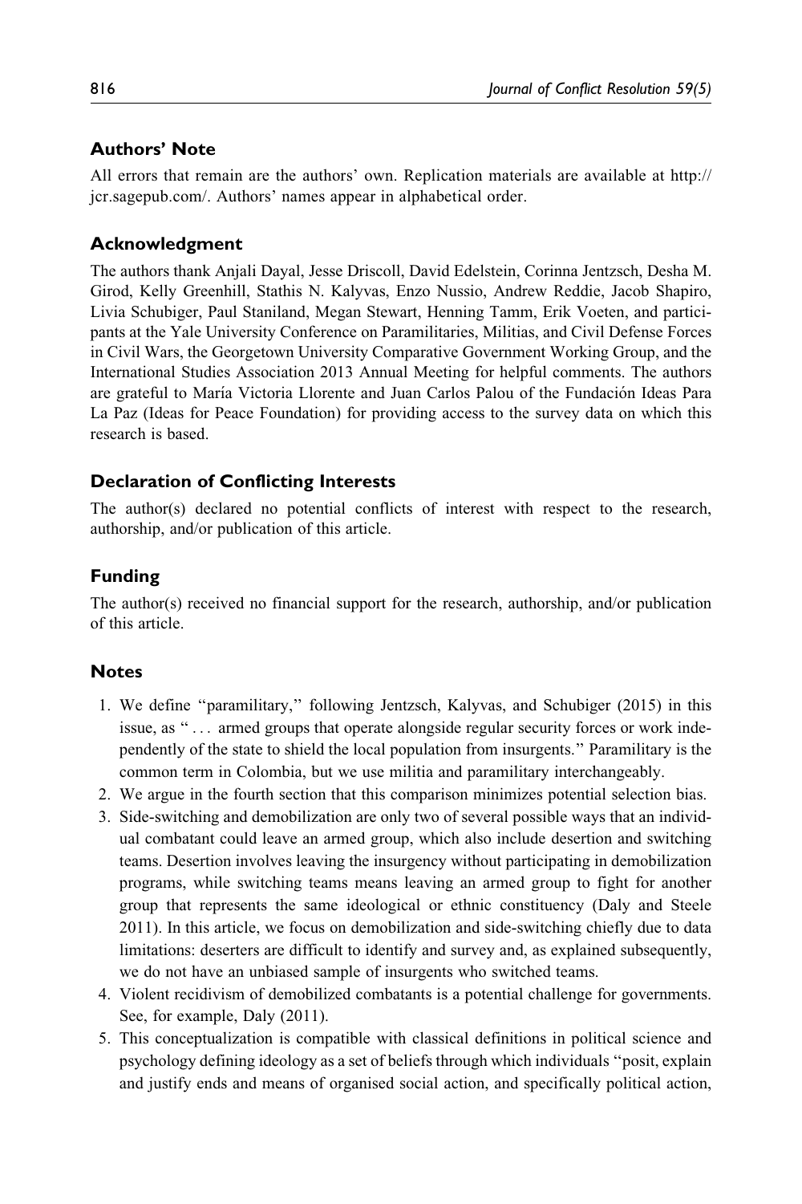## Authors' Note

All errors that remain are the authors' own. Replication materials are available at http://jcr.sagepub.com/. Authors' names appear in alphabetical order.

## Acknowledgment

The authors thank Anjali Dayal, Jesse Driscoll, David Edelstein, Corinna Jentzsch, Desha M. Girod, Kelly Greenhill, Stathis N. Kalyvas, Enzo Nussio, Andrew Reddie, Jacob Shapiro, Livia Schubiger, Paul Staniland, Megan Stewart, Henning Tamm, Erik Voeten, and participants at the Yale University Conference on Paramilitaries, Militias, and Civil Defense Forces in Civil Wars, the Georgetown University Comparative Government Working Group, and the International Studies Association 2013 Annual Meeting for helpful comments. The authors are grateful to María Victoria Llorente and Juan Carlos Palou of the Fundación Ideas Para La Paz (Ideas for Peace Foundation) for providing access to the survey data on which this research is based.

## Declaration of Conflicting Interests

The author(s) declared no potential conflicts of interest with respect to the research, authorship, and/or publication of this article.

## Funding

The author(s) received no financial support for the research, authorship, and/or publication of this article.

## Notes

1. We define "paramilitary," following Jentzsch, Kalyvas, and Schubiger (2015) in this issue, as " . . . armed groups that operate alongside regular security forces or work independently of the state to shield the local population from insurgents." Paramilitary is the common term in Colombia, but we use militia and paramilitary interchangeably.
2. We argue in the fourth section that this comparison minimizes potential selection bias.
3. Side-switching and demobilization are only two of several possible ways that an individual combatant could leave an armed group, which also include desertion and switching teams. Desertion involves leaving the insurgency without participating in demobilization programs, while switching teams means leaving an armed group to fight for another group that represents the same ideological or ethnic constituency (Daly and Steele 2011). In this article, we focus on demobilization and side-switching chiefly due to data limitations: deserters are difficult to identify and survey and, as explained subsequently, we do not have an unbiased sample of insurgents who switched teams.
4. Violent recidivism of demobilized combatants is a potential challenge for governments. See, for example, Daly (2011).
5. This conceptualization is compatible with classical definitions in political science and psychology defining ideology as a set of beliefs through which individuals "posit, explain and justify ends and means of organised social action, and specifically political action,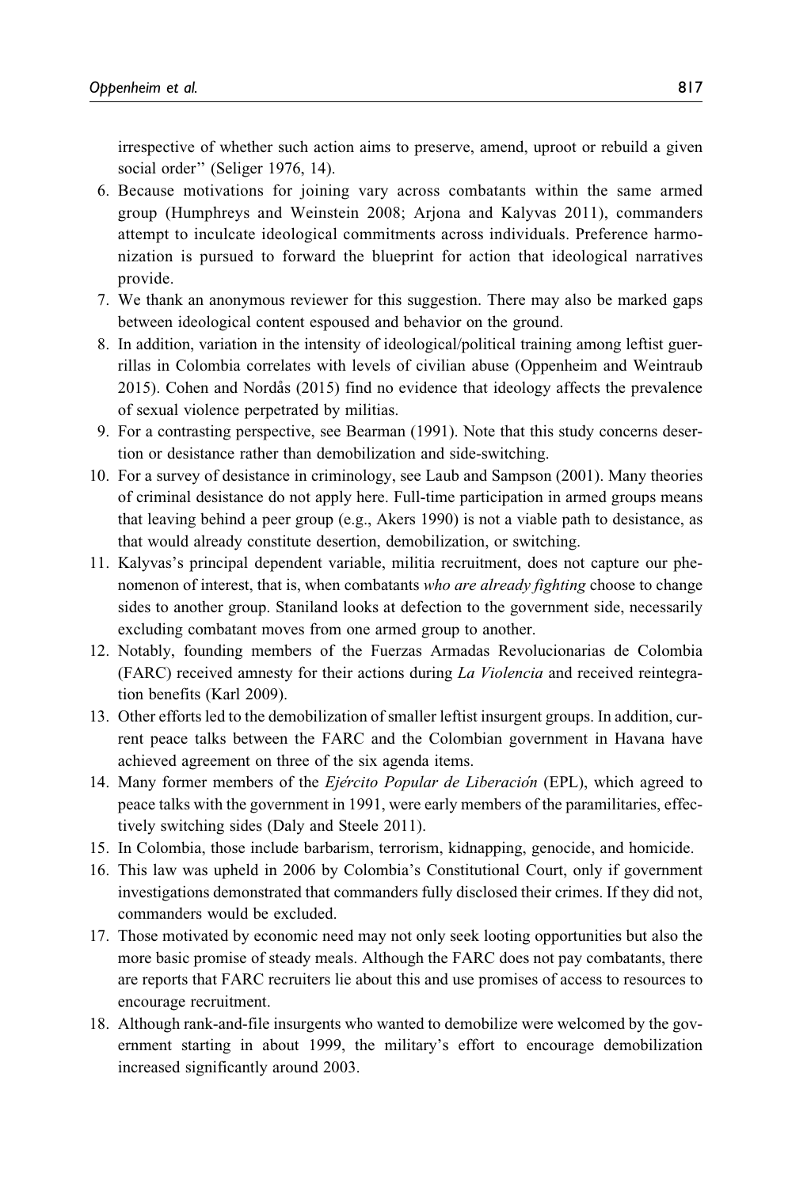irrespective of whether such action aims to preserve, amend, uproot or rebuild a given social order" (Seliger 1976, 14).

6. Because motivations for joining vary across combatants within the same armed group (Humphreys and Weinstein 2008; Arjona and Kalyvas 2011), commanders attempt to inculcate ideological commitments across individuals. Preference harmonization is pursued to forward the blueprint for action that ideological narratives provide.
7. We thank an anonymous reviewer for this suggestion. There may also be marked gaps between ideological content espoused and behavior on the ground.
8. In addition, variation in the intensity of ideological/political training among leftist guerrillas in Colombia correlates with levels of civilian abuse (Oppenheim and Weintraub 2015). Cohen and Nordås (2015) find no evidence that ideology affects the prevalence of sexual violence perpetrated by militias.
9. For a contrasting perspective, see Bearman (1991). Note that this study concerns desertion or desistance rather than demobilization and side-switching.
10. For a survey of desistance in criminology, see Laub and Sampson (2001). Many theories of criminal desistance do not apply here. Full-time participation in armed groups means that leaving behind a peer group (e.g., Akers 1990) is not a viable path to desistance, as that would already constitute desertion, demobilization, or switching.
11. Kalyvas's principal dependent variable, militia recruitment, does not capture our phenomenon of interest, that is, when combatants *who are already fighting* choose to change sides to another group. Staniland looks at defection to the government side, necessarily excluding combatant moves from one armed group to another.
12. Notably, founding members of the Fuerzas Armadas Revolucionarias de Colombia (FARC) received amnesty for their actions during *La Violencia* and received reintegration benefits (Karl 2009).
13. Other efforts led to the demobilization of smaller leftist insurgent groups. In addition, current peace talks between the FARC and the Colombian government in Havana have achieved agreement on three of the six agenda items.
14. Many former members of the *Ejército Popular de Liberación* (EPL), which agreed to peace talks with the government in 1991, were early members of the paramilitaries, effectively switching sides (Daly and Steele 2011).
15. In Colombia, those include barbarism, terrorism, kidnapping, genocide, and homicide.
16. This law was upheld in 2006 by Colombia's Constitutional Court, only if government investigations demonstrated that commanders fully disclosed their crimes. If they did not, commanders would be excluded.
17. Those motivated by economic need may not only seek looting opportunities but also the more basic promise of steady meals. Although the FARC does not pay combatants, there are reports that FARC recruiters lie about this and use promises of access to resources to encourage recruitment.
18. Although rank-and-file insurgents who wanted to demobilize were welcomed by the government starting in about 1999, the military's effort to encourage demobilization increased significantly around 2003.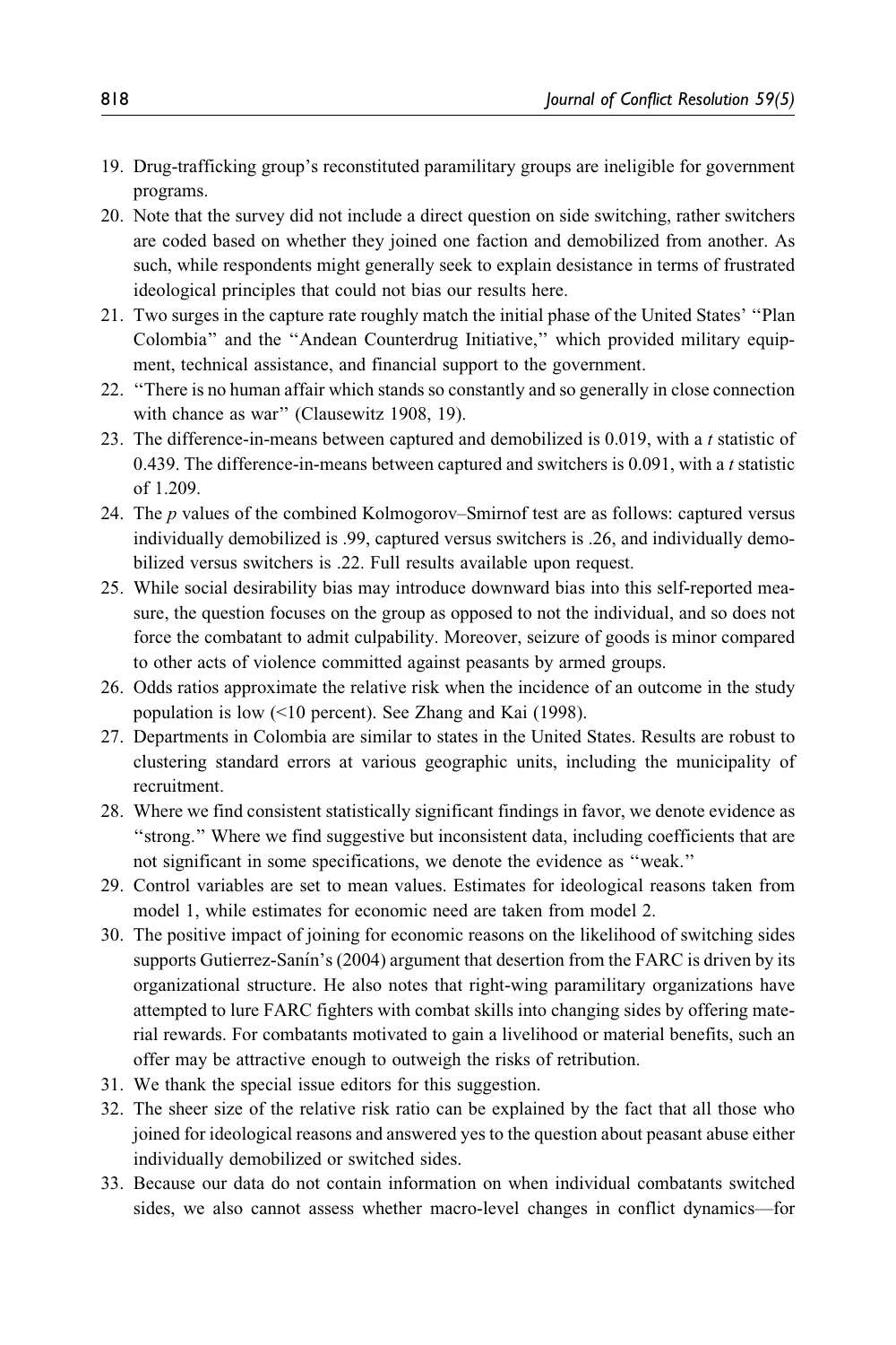19. Drug-trafficking group's reconstituted paramilitary groups are ineligible for government programs.
20. Note that the survey did not include a direct question on side switching, rather switchers are coded based on whether they joined one faction and demobilized from another. As such, while respondents might generally seek to explain desistance in terms of frustrated ideological principles that could not bias our results here.
21. Two surges in the capture rate roughly match the initial phase of the United States' "Plan Colombia" and the "Andean Counterdrug Initiative," which provided military equipment, technical assistance, and financial support to the government.
22. "There is no human affair which stands so constantly and so generally in close connection with chance as war" (Clausewitz 1908, 19).
23. The difference-in-means between captured and demobilized is 0.019, with a $t$ statistic of 0.439. The difference-in-means between captured and switchers is 0.091, with a $t$ statistic of 1.209.
24. The $p$ values of the combined Kolmogorov–Smirnof test are as follows: captured versus individually demobilized is .99, captured versus switchers is .26, and individually demobilized versus switchers is .22. Full results available upon request.
25. While social desirability bias may introduce downward bias into this self-reported measure, the question focuses on the group as opposed to not the individual, and so does not force the combatant to admit culpability. Moreover, seizure of goods is minor compared to other acts of violence committed against peasants by armed groups.
26. Odds ratios approximate the relative risk when the incidence of an outcome in the study population is low (<10 percent). See Zhang and Kai (1998).
27. Departments in Colombia are similar to states in the United States. Results are robust to clustering standard errors at various geographic units, including the municipality of recruitment.
28. Where we find consistent statistically significant findings in favor, we denote evidence as "strong." Where we find suggestive but inconsistent data, including coefficients that are not significant in some specifications, we denote the evidence as "weak."
29. Control variables are set to mean values. Estimates for ideological reasons taken from model 1, while estimates for economic need are taken from model 2.
30. The positive impact of joining for economic reasons on the likelihood of switching sides supports Gutierrez-Sanín's (2004) argument that desertion from the FARC is driven by its organizational structure. He also notes that right-wing paramilitary organizations have attempted to lure FARC fighters with combat skills into changing sides by offering material rewards. For combatants motivated to gain a livelihood or material benefits, such an offer may be attractive enough to outweigh the risks of retribution.
31. We thank the special issue editors for this suggestion.
32. The sheer size of the relative risk ratio can be explained by the fact that all those who joined for ideological reasons and answered yes to the question about peasant abuse either individually demobilized or switched sides.
33. Because our data do not contain information on when individual combatants switched sides, we also cannot assess whether macro-level changes in conflict dynamics—for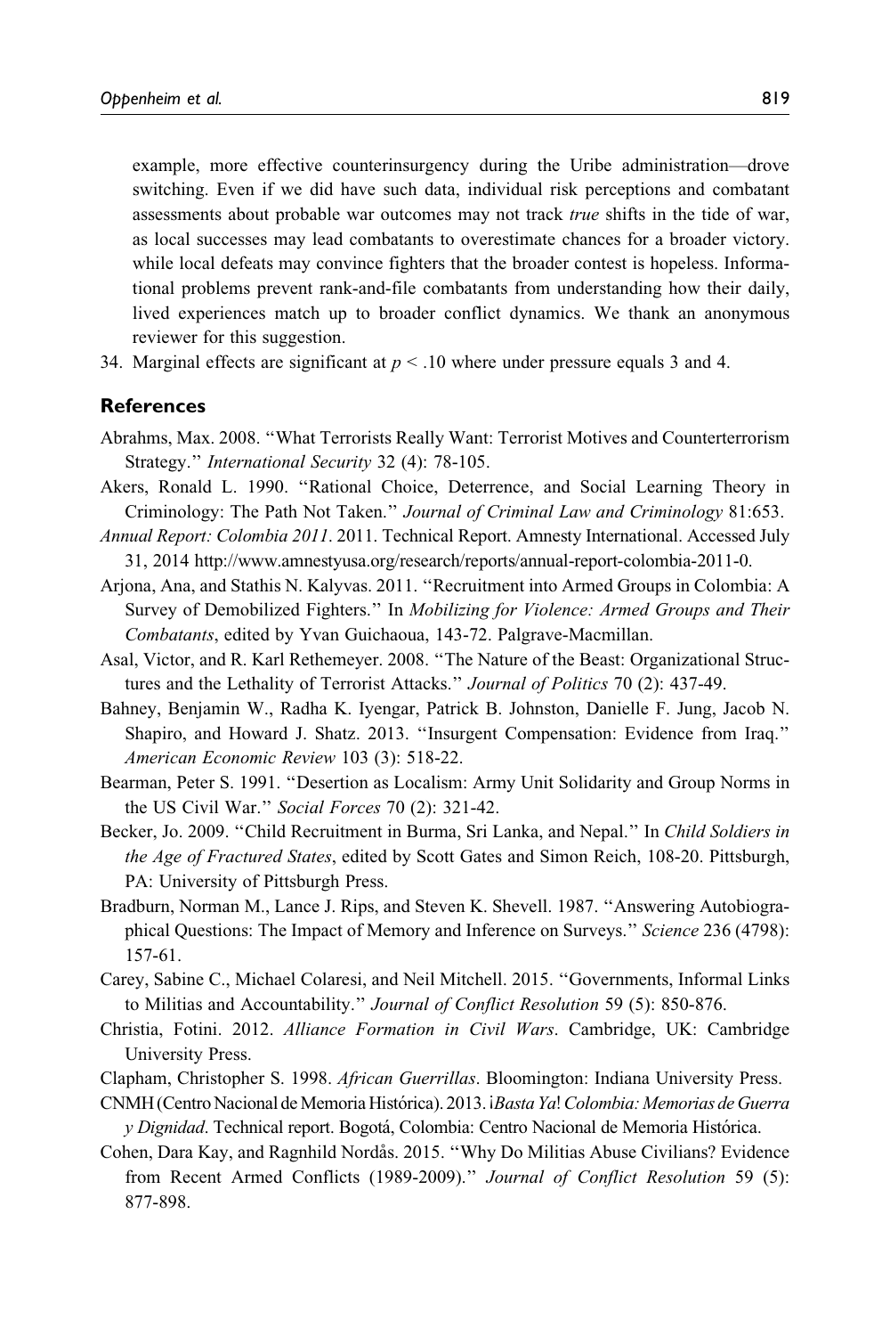example, more effective counterinsurgency during the Uribe administration—drove switching. Even if we did have such data, individual risk perceptions and combatant assessments about probable war outcomes may not track *true* shifts in the tide of war, as local successes may lead combatants to overestimate chances for a broader victory. while local defeats may convince fighters that the broader contest is hopeless. Informational problems prevent rank-and-file combatants from understanding how their daily, lived experiences match up to broader conflict dynamics. We thank an anonymous reviewer for this suggestion.

34. Marginal effects are significant at $p < .10$ where under pressure equals 3 and 4.

## References

Abrahms, Max. 2008. "What Terrorists Really Want: Terrorist Motives and Counterterrorism Strategy." *International Security* 32 (4): 78-105.

Akers, Ronald L. 1990. "Rational Choice, Deterrence, and Social Learning Theory in Criminology: The Path Not Taken." *Journal of Criminal Law and Criminology* 81:653.

*Annual Report: Colombia 2011*. 2011. Technical Report. Amnesty International. Accessed July 31, 2014 http://www.amnestyusa.org/research/reports/annual-report-colombia-2011-0.

Arjona, Ana, and Stathis N. Kalyvas. 2011. "Recruitment into Armed Groups in Colombia: A Survey of Demobilized Fighters." In *Mobilizing for Violence: Armed Groups and Their Combatants*, edited by Yvan Guichaoua, 143-72. Palgrave-Macmillan.

Asal, Victor, and R. Karl Rethemeyer. 2008. "The Nature of the Beast: Organizational Structures and the Lethality of Terrorist Attacks." *Journal of Politics* 70 (2): 437-49.

Bahney, Benjamin W., Radha K. Iyengar, Patrick B. Johnston, Danielle F. Jung, Jacob N. Shapiro, and Howard J. Shatz. 2013. "Insurgent Compensation: Evidence from Iraq." *American Economic Review* 103 (3): 518-22.

Bearman, Peter S. 1991. "Desertion as Localism: Army Unit Solidarity and Group Norms in the US Civil War." *Social Forces* 70 (2): 321-42.

Becker, Jo. 2009. "Child Recruitment in Burma, Sri Lanka, and Nepal." In *Child Soldiers in the Age of Fractured States*, edited by Scott Gates and Simon Reich, 108-20. Pittsburgh, PA: University of Pittsburgh Press.

Bradburn, Norman M., Lance J. Rips, and Steven K. Shevell. 1987. "Answering Autobiographical Questions: The Impact of Memory and Inference on Surveys." *Science* 236 (4798): 157-61.

Carey, Sabine C., Michael Colaresi, and Neil Mitchell. 2015. "Governments, Informal Links to Militias and Accountability." *Journal of Conflict Resolution* 59 (5): 850-876.

Christia, Fotini. 2012. *Alliance Formation in Civil Wars*. Cambridge, UK: Cambridge University Press.

Clapham, Christopher S. 1998. *African Guerrillas*. Bloomington: Indiana University Press.

CNMH (Centro Nacional de Memoria Histórica). 2013. *¡Basta Ya! Colombia: Memorias de Guerra y Dignidad*. Technical report. Bogotá, Colombia: Centro Nacional de Memoria Histórica.

Cohen, Dara Kay, and Ragnhild Nordås. 2015. "Why Do Militias Abuse Civilians? Evidence from Recent Armed Conflicts (1989-2009)." *Journal of Conflict Resolution* 59 (5): 877-898.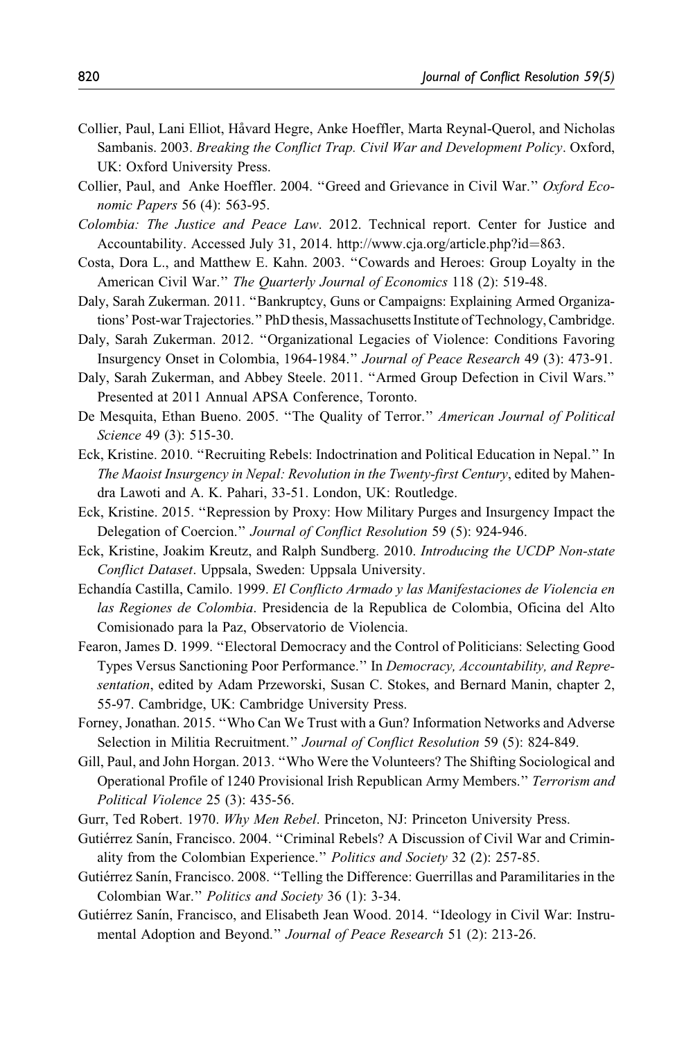Collier, Paul, Lani Elliot, Håvard Hegre, Anke Hoeffler, Marta Reynal-Querol, and Nicholas Sambanis. 2003. *Breaking the Conflict Trap. Civil War and Development Policy*. Oxford, UK: Oxford University Press.

Collier, Paul, and Anke Hoeffler. 2004. "Greed and Grievance in Civil War." *Oxford Economic Papers* 56 (4): 563-95.

*Colombia: The Justice and Peace Law*. 2012. Technical report. Center for Justice and Accountability. Accessed July 31, 2014. http://www.cja.org/article.php?id=863.

Costa, Dora L., and Matthew E. Kahn. 2003. "Cowards and Heroes: Group Loyalty in the American Civil War." *The Quarterly Journal of Economics* 118 (2): 519-48.

Daly, Sarah Zukerman. 2011. "Bankruptcy, Guns or Campaigns: Explaining Armed Organizations' Post-war Trajectories." PhD thesis, Massachusetts Institute of Technology, Cambridge.

Daly, Sarah Zukerman. 2012. "Organizational Legacies of Violence: Conditions Favoring Insurgency Onset in Colombia, 1964-1984." *Journal of Peace Research* 49 (3): 473-91.

Daly, Sarah Zukerman, and Abbey Steele. 2011. "Armed Group Defection in Civil Wars." Presented at 2011 Annual APSA Conference, Toronto.

De Mesquita, Ethan Bueno. 2005. "The Quality of Terror." *American Journal of Political Science* 49 (3): 515-30.

Eck, Kristine. 2010. "Recruiting Rebels: Indoctrination and Political Education in Nepal." In *The Maoist Insurgency in Nepal: Revolution in the Twenty-first Century*, edited by Mahendra Lawoti and A. K. Pahari, 33-51. London, UK: Routledge.

Eck, Kristine. 2015. "Repression by Proxy: How Military Purges and Insurgency Impact the Delegation of Coercion." *Journal of Conflict Resolution* 59 (5): 924-946.

Eck, Kristine, Joakim Kreutz, and Ralph Sundberg. 2010. *Introducing the UCDP Non-state Conflict Dataset*. Uppsala, Sweden: Uppsala University.

Echandía Castilla, Camilo. 1999. *El Conflicto Armado y las Manifestaciones de Violencia en las Regiones de Colombia*. Presidencia de la Republica de Colombia, Oficina del Alto Comisionado para la Paz, Observatorio de Violencia.

Fearon, James D. 1999. "Electoral Democracy and the Control of Politicians: Selecting Good Types Versus Sanctioning Poor Performance." In *Democracy, Accountability, and Representation*, edited by Adam Przeworski, Susan C. Stokes, and Bernard Manin, chapter 2, 55-97. Cambridge, UK: Cambridge University Press.

Forney, Jonathan. 2015. "Who Can We Trust with a Gun? Information Networks and Adverse Selection in Militia Recruitment." *Journal of Conflict Resolution* 59 (5): 824-849.

Gill, Paul, and John Horgan. 2013. "Who Were the Volunteers? The Shifting Sociological and Operational Profile of 1240 Provisional Irish Republican Army Members." *Terrorism and Political Violence* 25 (3): 435-56.

Gurr, Ted Robert. 1970. *Why Men Rebel*. Princeton, NJ: Princeton University Press.

Gutiérrez Sanín, Francisco. 2004. "Criminal Rebels? A Discussion of Civil War and Criminality from the Colombian Experience." *Politics and Society* 32 (2): 257-85.

Gutiérrez Sanín, Francisco. 2008. "Telling the Difference: Guerrillas and Paramilitaries in the Colombian War." *Politics and Society* 36 (1): 3-34.

Gutiérrez Sanín, Francisco, and Elisabeth Jean Wood. 2014. "Ideology in Civil War: Instrumental Adoption and Beyond." *Journal of Peace Research* 51 (2): 213-26.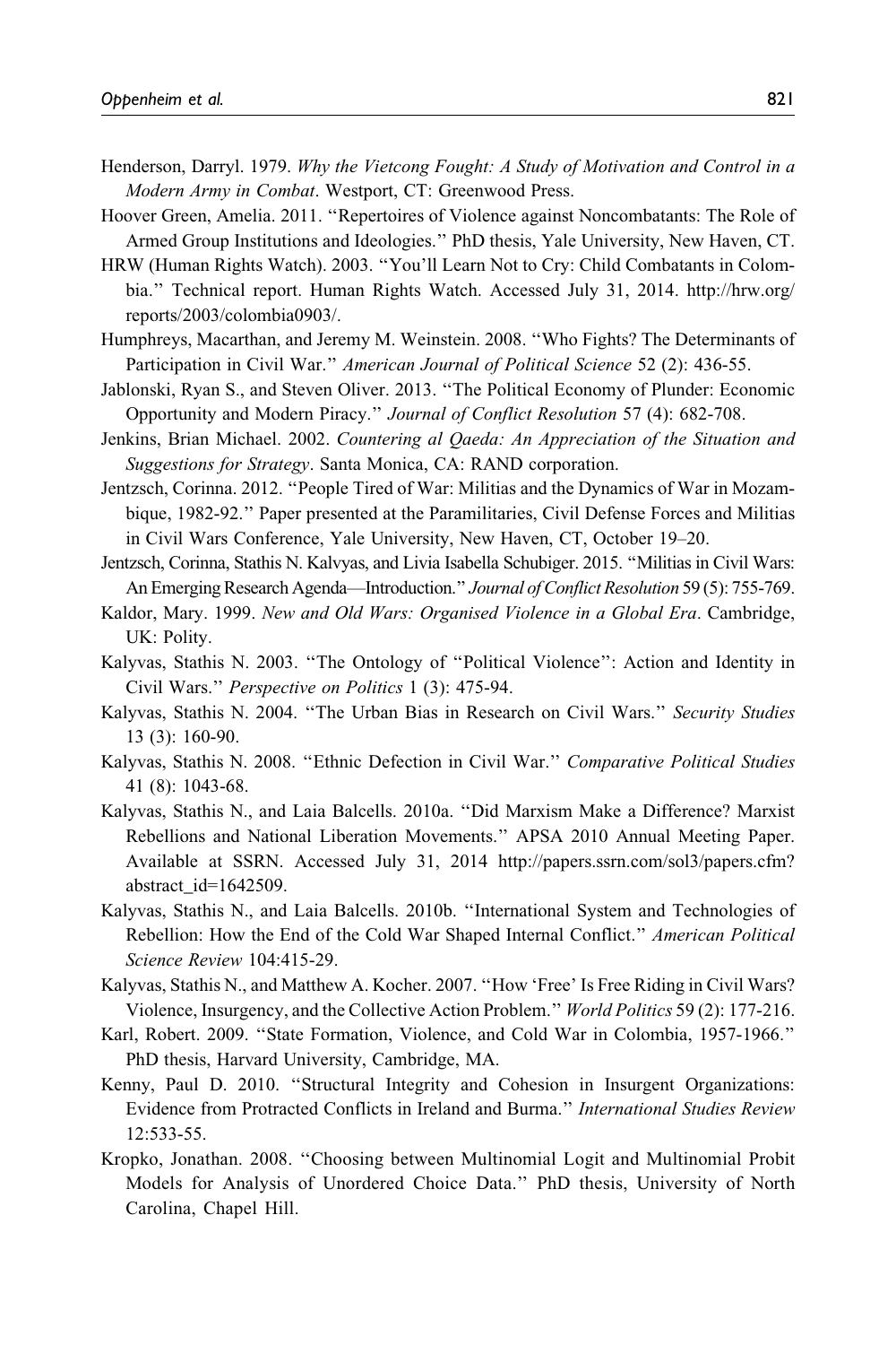Henderson, Darryl. 1979. *Why the Vietcong Fought: A Study of Motivation and Control in a Modern Army in Combat*. Westport, CT: Greenwood Press.

Hoover Green, Amelia. 2011. ''Repertoires of Violence against Noncombatants: The Role of Armed Group Institutions and Ideologies.'' PhD thesis, Yale University, New Haven, CT.

HRW (Human Rights Watch). 2003. ''You'll Learn Not to Cry: Child Combatants in Colombia.'' Technical report. Human Rights Watch. Accessed July 31, 2014. http://hrw.org/reports/2003/colombia0903/.

Humphreys, Macarthan, and Jeremy M. Weinstein. 2008. ''Who Fights? The Determinants of Participation in Civil War.'' *American Journal of Political Science* 52 (2): 436-55.

Jablonski, Ryan S., and Steven Oliver. 2013. ''The Political Economy of Plunder: Economic Opportunity and Modern Piracy.'' *Journal of Conflict Resolution* 57 (4): 682-708.

Jenkins, Brian Michael. 2002. *Countering al Qaeda: An Appreciation of the Situation and Suggestions for Strategy*. Santa Monica, CA: RAND corporation.

Jentzsch, Corinna. 2012. ''People Tired of War: Militias and the Dynamics of War in Mozambique, 1982-92.'' Paper presented at the Paramilitaries, Civil Defense Forces and Militias in Civil Wars Conference, Yale University, New Haven, CT, October 19–20.

Jentzsch, Corinna, Stathis N. Kalvyas, and Livia Isabella Schubiger. 2015. ''Militias in Civil Wars: An Emerging Research Agenda—Introduction.'' *Journal of Conflict Resolution* 59 (5): 755-769.

Kaldor, Mary. 1999. *New and Old Wars: Organised Violence in a Global Era*. Cambridge, UK: Polity.

Kalyvas, Stathis N. 2003. ''The Ontology of ''Political Violence'': Action and Identity in Civil Wars.'' *Perspective on Politics* 1 (3): 475-94.

Kalyvas, Stathis N. 2004. ''The Urban Bias in Research on Civil Wars.'' *Security Studies* 13 (3): 160-90.

Kalyvas, Stathis N. 2008. ''Ethnic Defection in Civil War.'' *Comparative Political Studies* 41 (8): 1043-68.

Kalyvas, Stathis N., and Laia Balcells. 2010a. ''Did Marxism Make a Difference? Marxist Rebellions and National Liberation Movements.'' APSA 2010 Annual Meeting Paper. Available at SSRN. Accessed July 31, 2014 http://papers.ssrn.com/sol3/papers.cfm?abstract_id=1642509.

Kalyvas, Stathis N., and Laia Balcells. 2010b. ''International System and Technologies of Rebellion: How the End of the Cold War Shaped Internal Conflict.'' *American Political Science Review* 104:415-29.

Kalyvas, Stathis N., and Matthew A. Kocher. 2007. ''How 'Free' Is Free Riding in Civil Wars? Violence, Insurgency, and the Collective Action Problem.'' *World Politics* 59 (2): 177-216.

Karl, Robert. 2009. ''State Formation, Violence, and Cold War in Colombia, 1957-1966.'' PhD thesis, Harvard University, Cambridge, MA.

Kenny, Paul D. 2010. ''Structural Integrity and Cohesion in Insurgent Organizations: Evidence from Protracted Conflicts in Ireland and Burma.'' *International Studies Review* 12:533-55.

Kropko, Jonathan. 2008. ''Choosing between Multinomial Logit and Multinomial Probit Models for Analysis of Unordered Choice Data.'' PhD thesis, University of North Carolina, Chapel Hill.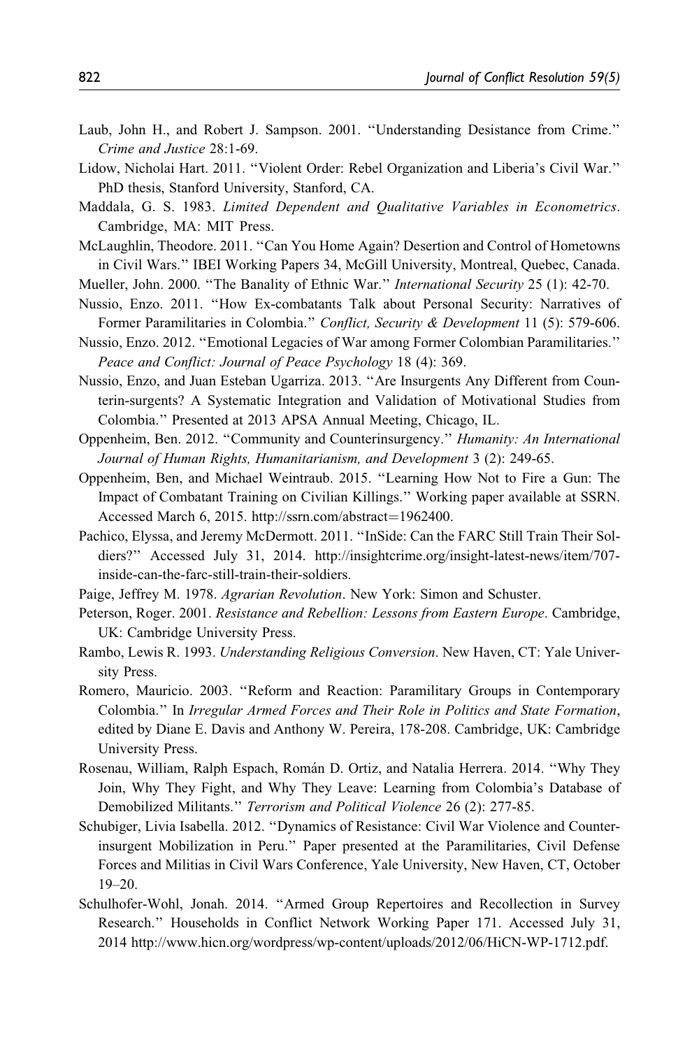Laub, John H., and Robert J. Sampson. 2001. "Understanding Desistance from Crime." *Crime and Justice* 28:1-69.

Lidow, Nicholai Hart. 2011. "Violent Order: Rebel Organization and Liberia's Civil War." PhD thesis, Stanford University, Stanford, CA.

Maddala, G. S. 1983. *Limited Dependent and Qualitative Variables in Econometrics*. Cambridge, MA: MIT Press.

McLaughlin, Theodore. 2011. "Can You Home Again? Desertion and Control of Hometowns in Civil Wars." IBEI Working Papers 34, McGill University, Montreal, Quebec, Canada.

Mueller, John. 2000. "The Banality of Ethnic War." *International Security* 25 (1): 42-70.

Nussio, Enzo. 2011. "How Ex-combatants Talk about Personal Security: Narratives of Former Paramilitaries in Colombia." *Conflict, Security & Development* 11 (5): 579-606.

Nussio, Enzo. 2012. "Emotional Legacies of War among Former Colombian Paramilitaries." *Peace and Conflict: Journal of Peace Psychology* 18 (4): 369.

Nussio, Enzo, and Juan Esteban Ugarriza. 2013. "Are Insurgents Any Different from Counterin-surgents? A Systematic Integration and Validation of Motivational Studies from Colombia." Presented at 2013 APSA Annual Meeting, Chicago, IL.

Oppenheim, Ben. 2012. "Community and Counterinsurgency." *Humanity: An International Journal of Human Rights, Humanitarianism, and Development* 3 (2): 249-65.

Oppenheim, Ben, and Michael Weintraub. 2015. "Learning How Not to Fire a Gun: The Impact of Combatant Training on Civilian Killings." Working paper available at SSRN. Accessed March 6, 2015. http://ssrn.com/abstract=1962400.

Pachico, Elyssa, and Jeremy McDermott. 2011. "InSide: Can the FARC Still Train Their Soldiers?" Accessed July 31, 2014. http://insightcrime.org/insight-latest-news/item/707-inside-can-the-farc-still-train-their-soldiers.

Paige, Jeffrey M. 1978. *Agrarian Revolution*. New York: Simon and Schuster.

Peterson, Roger. 2001. *Resistance and Rebellion: Lessons from Eastern Europe*. Cambridge, UK: Cambridge University Press.

Rambo, Lewis R. 1993. *Understanding Religious Conversion*. New Haven, CT: Yale University Press.

Romero, Mauricio. 2003. "Reform and Reaction: Paramilitary Groups in Contemporary Colombia." In *Irregular Armed Forces and Their Role in Politics and State Formation*, edited by Diane E. Davis and Anthony W. Pereira, 178-208. Cambridge, UK: Cambridge University Press.

Rosenau, William, Ralph Espach, Román D. Ortiz, and Natalia Herrera. 2014. "Why They Join, Why They Fight, and Why They Leave: Learning from Colombia's Database of Demobilized Militants." *Terrorism and Political Violence* 26 (2): 277-85.

Schubiger, Livia Isabella. 2012. "Dynamics of Resistance: Civil War Violence and Counterinsurgent Mobilization in Peru." Paper presented at the Paramilitaries, Civil Defense Forces and Militias in Civil Wars Conference, Yale University, New Haven, CT, October 19–20.

Schulhofer-Wohl, Jonah. 2014. "Armed Group Repertoires and Recollection in Survey Research." Households in Conflict Network Working Paper 171. Accessed July 31, 2014 http://www.hicn.org/wordpress/wp-content/uploads/2012/06/HiCN-WP-1712.pdf.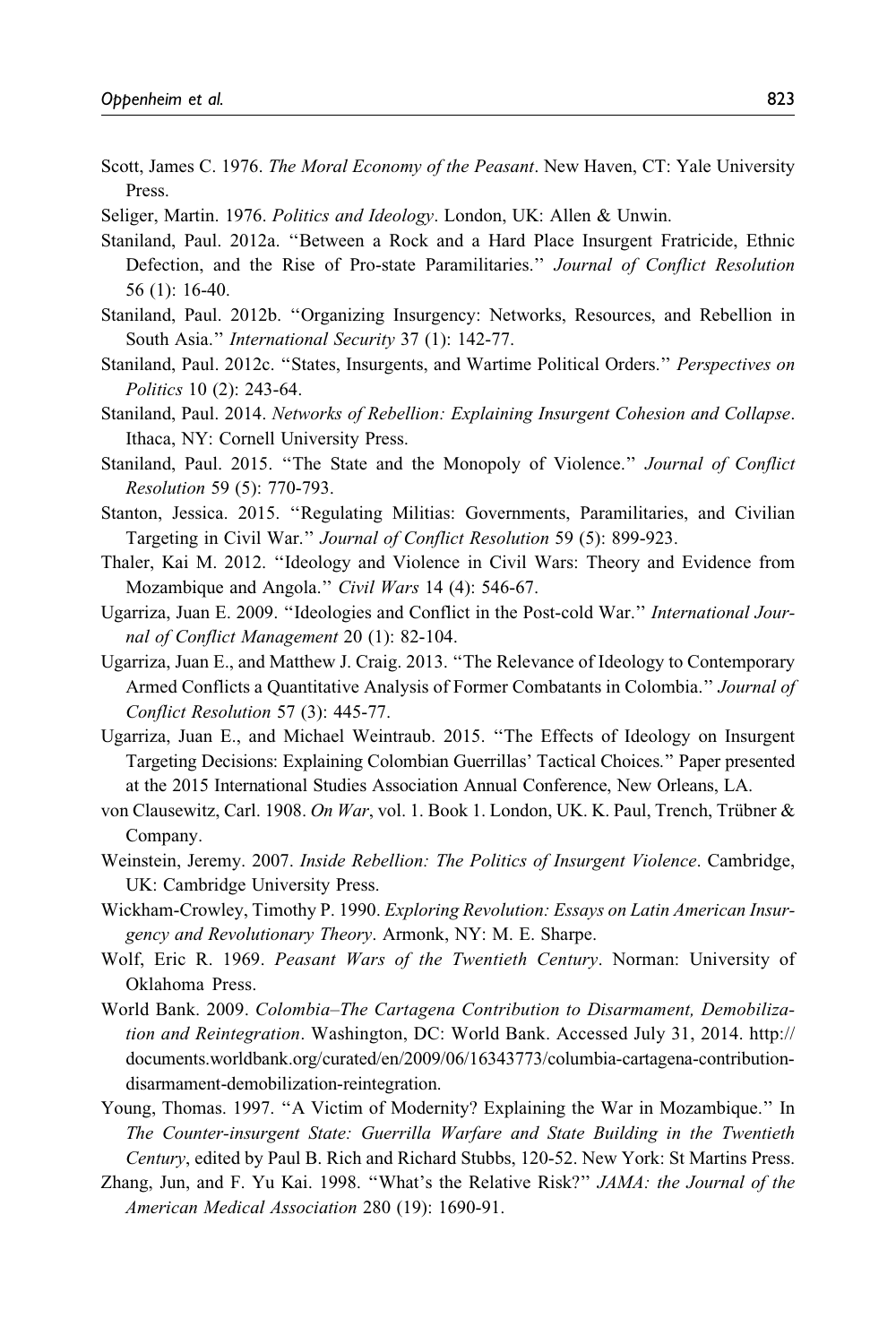Scott, James C. 1976. *The Moral Economy of the Peasant*. New Haven, CT: Yale University Press.

Seliger, Martin. 1976. *Politics and Ideology*. London, UK: Allen & Unwin.

Staniland, Paul. 2012a. "Between a Rock and a Hard Place Insurgent Fratricide, Ethnic Defection, and the Rise of Pro-state Paramilitaries." *Journal of Conflict Resolution* 56 (1): 16-40.

Staniland, Paul. 2012b. "Organizing Insurgency: Networks, Resources, and Rebellion in South Asia." *International Security* 37 (1): 142-77.

Staniland, Paul. 2012c. "States, Insurgents, and Wartime Political Orders." *Perspectives on Politics* 10 (2): 243-64.

Staniland, Paul. 2014. *Networks of Rebellion: Explaining Insurgent Cohesion and Collapse*. Ithaca, NY: Cornell University Press.

Staniland, Paul. 2015. "The State and the Monopoly of Violence." *Journal of Conflict Resolution* 59 (5): 770-793.

Stanton, Jessica. 2015. "Regulating Militias: Governments, Paramilitaries, and Civilian Targeting in Civil War." *Journal of Conflict Resolution* 59 (5): 899-923.

Thaler, Kai M. 2012. "Ideology and Violence in Civil Wars: Theory and Evidence from Mozambique and Angola." *Civil Wars* 14 (4): 546-67.

Ugarriza, Juan E. 2009. "Ideologies and Conflict in the Post-cold War." *International Journal of Conflict Management* 20 (1): 82-104.

Ugarriza, Juan E., and Matthew J. Craig. 2013. "The Relevance of Ideology to Contemporary Armed Conflicts a Quantitative Analysis of Former Combatants in Colombia." *Journal of Conflict Resolution* 57 (3): 445-77.

Ugarriza, Juan E., and Michael Weintraub. 2015. "The Effects of Ideology on Insurgent Targeting Decisions: Explaining Colombian Guerrillas' Tactical Choices." Paper presented at the 2015 International Studies Association Annual Conference, New Orleans, LA.

von Clausewitz, Carl. 1908. *On War*, vol. 1. Book 1. London, UK. K. Paul, Trench, Trübner & Company.

Weinstein, Jeremy. 2007. *Inside Rebellion: The Politics of Insurgent Violence*. Cambridge, UK: Cambridge University Press.

Wickham-Crowley, Timothy P. 1990. *Exploring Revolution: Essays on Latin American Insurgency and Revolutionary Theory*. Armonk, NY: M. E. Sharpe.

Wolf, Eric R. 1969. *Peasant Wars of the Twentieth Century*. Norman: University of Oklahoma Press.

World Bank. 2009. *Colombia–The Cartagena Contribution to Disarmament, Demobilization and Reintegration*. Washington, DC: World Bank. Accessed July 31, 2014. http://documents.worldbank.org/curated/en/2009/06/16343773/columbia-cartagena-contribution-disarmament-demobilization-reintegration.

Young, Thomas. 1997. "A Victim of Modernity? Explaining the War in Mozambique." In *The Counter-insurgent State: Guerrilla Warfare and State Building in the Twentieth Century*, edited by Paul B. Rich and Richard Stubbs, 120-52. New York: St Martins Press.

Zhang, Jun, and F. Yu Kai. 1998. "What's the Relative Risk?" *JAMA: the Journal of the American Medical Association* 280 (19): 1690-91.